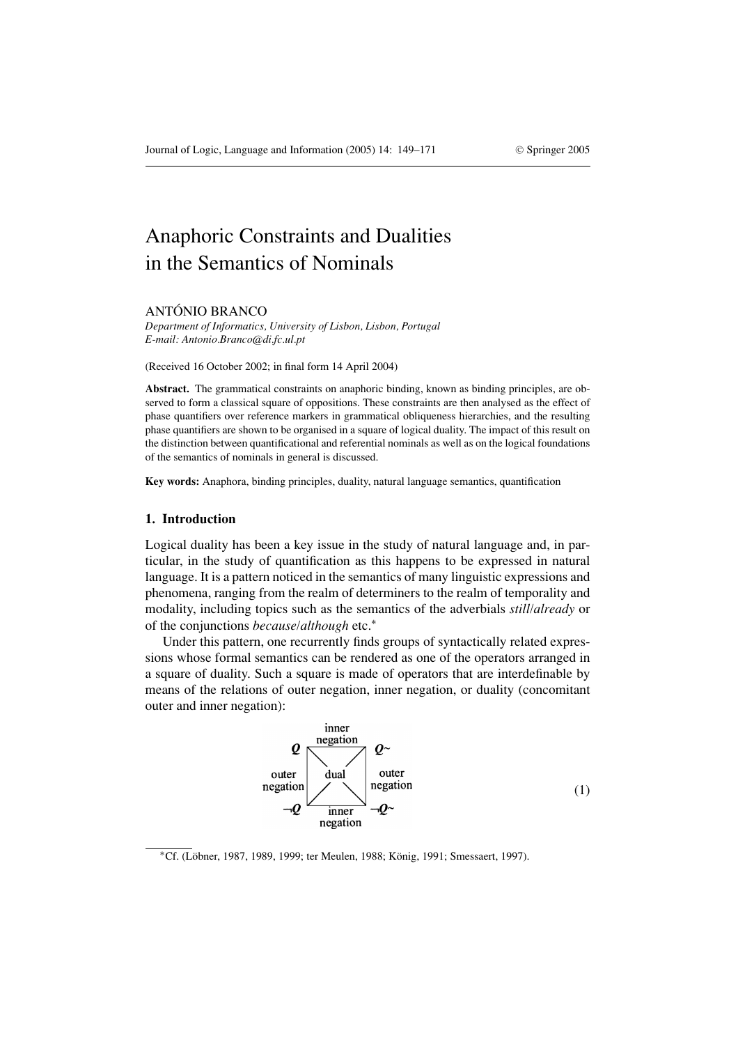# Anaphoric Constraints and Dualities in the Semantics of Nominals

ANTÓNIO BRANCO
*Department of Informatics, University of Lisbon, Lisbon, Portugal*
*E-mail: Antonio.Branco@di.fc.ul.pt*

(Received 16 October 2002; in final form 14 April 2004)

**Abstract.** The grammatical constraints on anaphoric binding, known as binding principles, are observed to form a classical square of oppositions. These constraints are then analysed as the effect of phase quantifiers over reference markers in grammatical obliqueness hierarchies, and the resulting phase quantifiers are shown to be organised in a square of logical duality. The impact of this result on the distinction between quantificational and referential nominals as well as on the logical foundations of the semantics of nominals in general is discussed.

**Key words:** Anaphora, binding principles, duality, natural language semantics, quantification

## 1. Introduction

Logical duality has been a key issue in the study of natural language and, in particular, in the study of quantification as this happens to be expressed in natural language. It is a pattern noticed in the semantics of many linguistic expressions and phenomena, ranging from the realm of determiners to the realm of temporality and modality, including topics such as the semantics of the adverbials *still*/*already* or of the conjunctions *because*/*although* etc.*

Under this pattern, one recurrently finds groups of syntactically related expressions whose formal semantics can be rendered as one of the operators arranged in a square of duality. Such a square is made of operators that are interdefinable by means of the relations of outer negation, inner negation, or duality (concomitant outer and inner negation):

| | inner negation | |
|---|---|---|
| $Q$ | | $Q\sim$ |
| outer negation | dual | outer negation |
| $\neg Q$ | | $\neg Q\sim$ |
| | inner negation | |

(1)

---

*Cf. (Löbner, 1987, 1989, 1999; ter Meulen, 1988; König, 1991; Smessaert, 1997).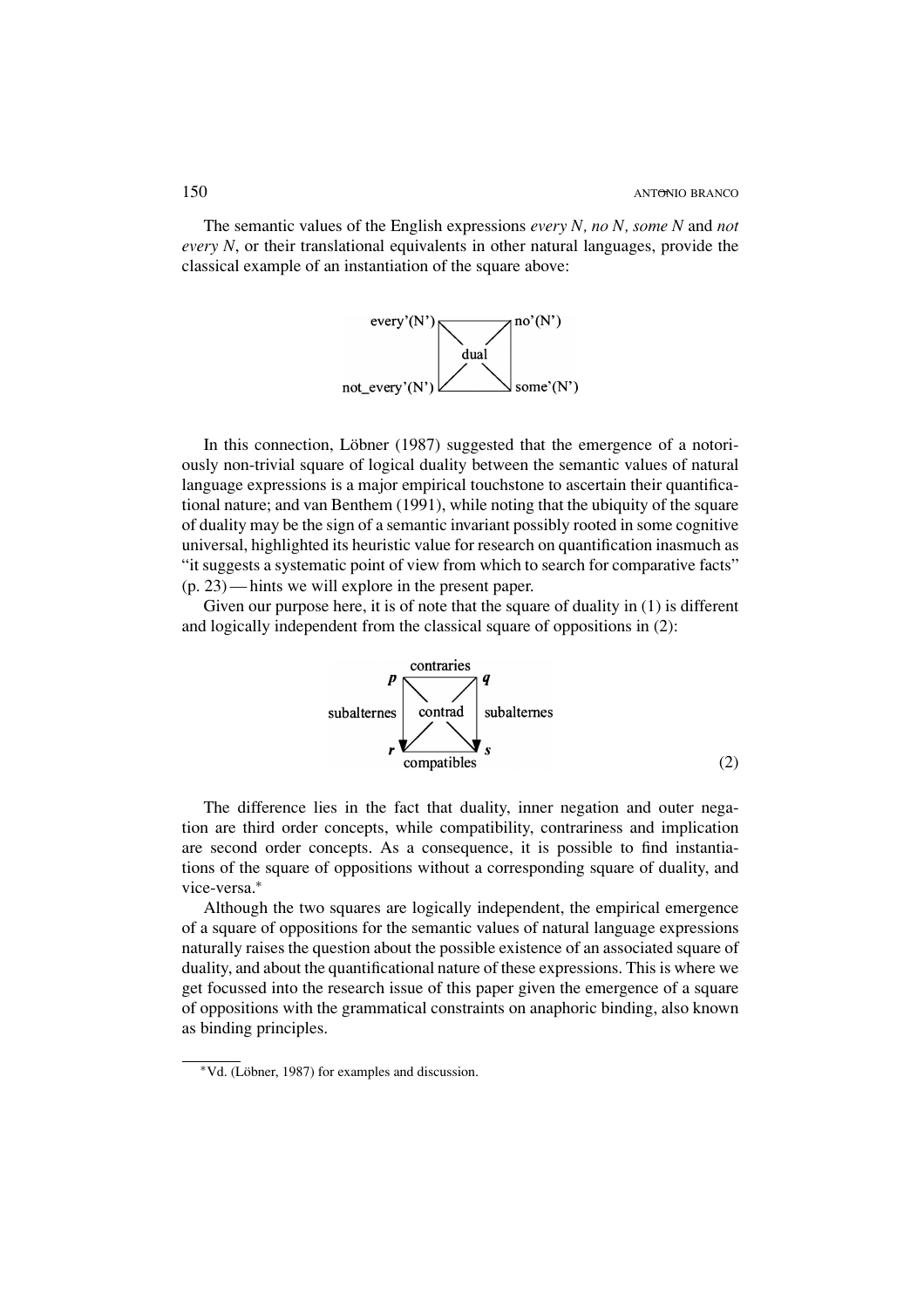The semantic values of the English expressions *every N, no N, some N* and *not every N*, or their translational equivalents in other natural languages, provide the classical example of an instantiation of the square above:

In this connection, Löbner (1987) suggested that the emergence of a notoriously non-trivial square of logical duality between the semantic values of natural language expressions is a major empirical touchstone to ascertain their quantificational nature; and van Benthem (1991), while noting that the ubiquity of the square of duality may be the sign of a semantic invariant possibly rooted in some cognitive universal, highlighted its heuristic value for research on quantification inasmuch as "it suggests a systematic point of view from which to search for comparative facts" (p. 23) — hints we will explore in the present paper.

Given our purpose here, it is of note that the square of duality in (1) is different and logically independent from the classical square of oppositions in (2):

(2)

The difference lies in the fact that duality, inner negation and outer negation are third order concepts, while compatibility, contrariness and implication are second order concepts. As a consequence, it is possible to find instantiations of the square of oppositions without a corresponding square of duality, and vice-versa.*

Although the two squares are logically independent, the empirical emergence of a square of oppositions for the semantic values of natural language expressions naturally raises the question about the possible existence of an associated square of duality, and about the quantificational nature of these expressions. This is where we get focussed into the research issue of this paper given the emergence of a square of oppositions with the grammatical constraints on anaphoric binding, also known as binding principles.

*Vd. (Löbner, 1987) for examples and discussion.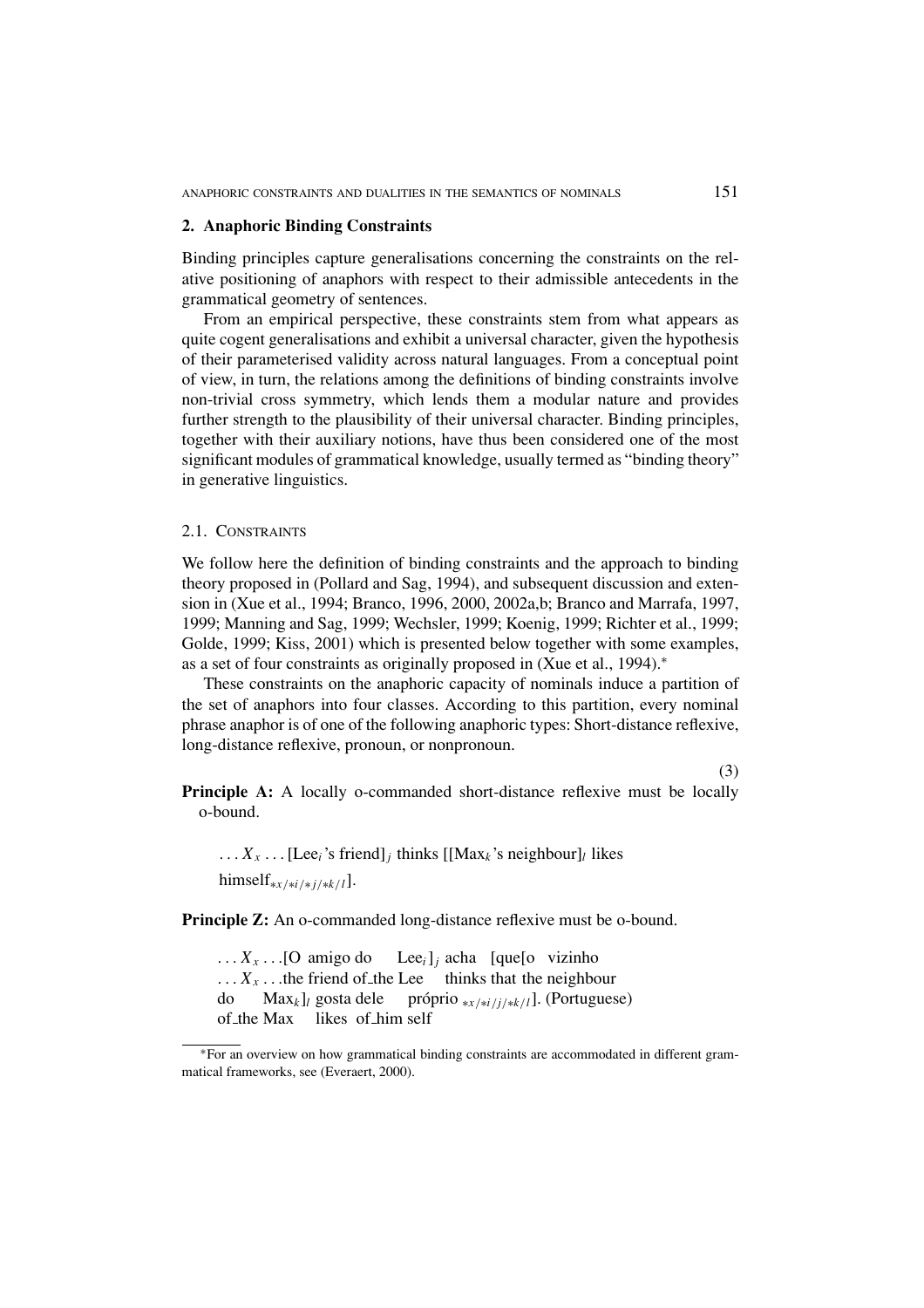## 2. Anaphoric Binding Constraints

Binding principles capture generalisations concerning the constraints on the relative positioning of anaphors with respect to their admissible antecedents in the grammatical geometry of sentences.

From an empirical perspective, these constraints stem from what appears as quite cogent generalisations and exhibit a universal character, given the hypothesis of their parameterised validity across natural languages. From a conceptual point of view, in turn, the relations among the definitions of binding constraints involve non-trivial cross symmetry, which lends them a modular nature and provides further strength to the plausibility of their universal character. Binding principles, together with their auxiliary notions, have thus been considered one of the most significant modules of grammatical knowledge, usually termed as "binding theory" in generative linguistics.

### 2.1. Constraints

We follow here the definition of binding constraints and the approach to binding theory proposed in (Pollard and Sag, 1994), and subsequent discussion and extension in (Xue et al., 1994; Branco, 1996, 2000, 2002a,b; Branco and Marrafa, 1997, 1999; Manning and Sag, 1999; Wechsler, 1999; Koenig, 1999; Richter et al., 1999; Golde, 1999; Kiss, 2001) which is presented below together with some examples, as a set of four constraints as originally proposed in (Xue et al., 1994).*

These constraints on the anaphoric capacity of nominals induce a partition of the set of anaphors into four classes. According to this partition, every nominal phrase anaphor is of one of the following anaphoric types: Short-distance reflexive, long-distance reflexive, pronoun, or nonpronoun.

(3)

**Principle A:** A locally o-commanded short-distance reflexive must be locally o-bound.

> $\ldots X_x \ldots$ [Lee$_i$'s friend]$_j$ thinks [[Max$_k$'s neighbour]$_l$ likes himself$_{*x/*i/*j/*k/l}$].

**Principle Z:** An o-commanded long-distance reflexive must be o-bound.

> $\ldots X_x \ldots$[O amigo do Lee$_i$]$_j$ acha [que[o vizinho
> $\ldots X_x \ldots$the friend of_the Lee thinks that the neighbour
> do Max$_k$]$_l$ gosta dele próprio $_{*x/*i/j/*k/l}$]. (Portuguese)
> of_the Max likes of_him self

*For an overview on how grammatical binding constraints are accommodated in different grammatical frameworks, see (Everaert, 2000).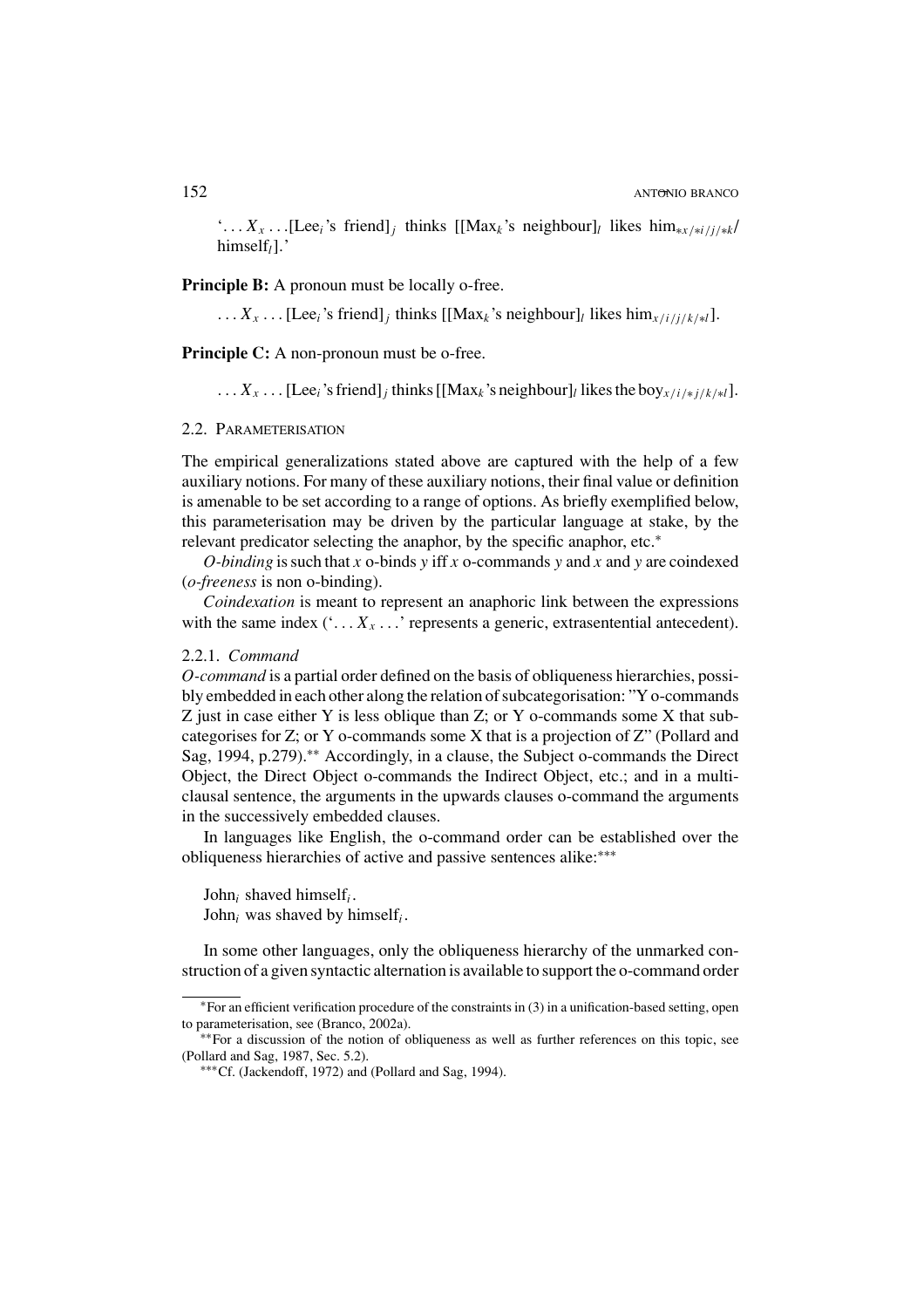'$\ldots X_x \ldots$[Lee$_i$'s friend]$_j$ thinks [[Max$_k$'s neighbour]$_l$ likes him$_{*x/*i/j/*k}$/ himself$_l$].'

**Principle B:** A pronoun must be locally o-free.

$\ldots X_x \ldots$ [Lee$_i$'s friend]$_j$ thinks [[Max$_k$'s neighbour]$_l$ likes him$_{x/i/j/k/*l}$].

**Principle C:** A non-pronoun must be o-free.

$\ldots X_x \ldots$ [Lee$_i$'s friend]$_j$ thinks [[Max$_k$'s neighbour]$_l$ likes the boy$_{x/i/*j/k/*l}$].

## 2.2. Parameterisation

The empirical generalizations stated above are captured with the help of a few auxiliary notions. For many of these auxiliary notions, their final value or definition is amenable to be set according to a range of options. As briefly exemplified below, this parameterisation may be driven by the particular language at stake, by the relevant predicator selecting the anaphor, by the specific anaphor, etc.*

*O-binding* is such that $x$ o-binds $y$ iff $x$ o-commands $y$ and $x$ and $y$ are coindexed (*o-freeness* is non o-binding).

*Coindexation* is meant to represent an anaphoric link between the expressions with the same index ('$\ldots X_x \ldots$' represents a generic, extrasentential antecedent).

### 2.2.1. *Command*

*O-command* is a partial order defined on the basis of obliqueness hierarchies, possibly embedded in each other along the relation of subcategorisation: "Y o-commands Z just in case either Y is less oblique than Z; or Y o-commands some X that subcategorises for Z; or Y o-commands some X that is a projection of Z" (Pollard and Sag, 1994, p.279).** Accordingly, in a clause, the Subject o-commands the Direct Object, the Direct Object o-commands the Indirect Object, etc.; and in a multi-clausal sentence, the arguments in the upwards clauses o-command the arguments in the successively embedded clauses.

In languages like English, the o-command order can be established over the obliqueness hierarchies of active and passive sentences alike:***

John$_i$ shaved himself$_i$.
John$_i$ was shaved by himself$_i$.

In some other languages, only the obliqueness hierarchy of the unmarked construction of a given syntactic alternation is available to support the o-command order

---

*For an efficient verification procedure of the constraints in (3) in a unification-based setting, open to parameterisation, see (Branco, 2002a).

**For a discussion of the notion of obliqueness as well as further references on this topic, see (Pollard and Sag, 1987, Sec. 5.2).

***Cf. (Jackendoff, 1972) and (Pollard and Sag, 1994).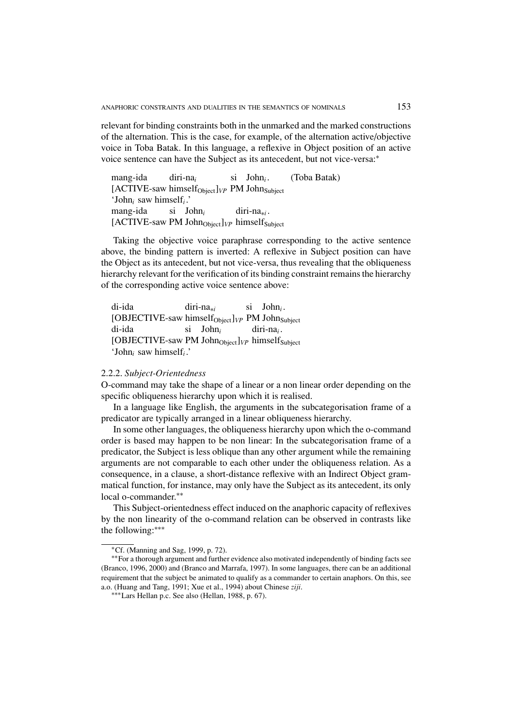relevant for binding constraints both in the unmarked and the marked constructions of the alternation. This is the case, for example, of the alternation active/objective voice in Toba Batak. In this language, a reflexive in Object position of an active voice sentence can have the Subject as its antecedent, but not vice-versa:[*]

mang-ida diri-na$_i$ si John$_i$. (Toba Batak)
[ACTIVE-saw himself$_{\text{Object}}$]$_{VP}$ PM John$_{\text{Subject}}$
'John$_i$ saw himself$_i$.'
mang-ida si John$_i$ diri-na$_{*i}$.
[ACTIVE-saw PM John$_{\text{Object}}$]$_{VP}$ himself$_{\text{Subject}}$

Taking the objective voice paraphrase corresponding to the active sentence above, the binding pattern is inverted: A reflexive in Subject position can have the Object as its antecedent, but not vice-versa, thus revealing that the obliqueness hierarchy relevant for the verification of its binding constraint remains the hierarchy of the corresponding active voice sentence above:

di-ida diri-na$_{*i}$ si John$_i$.
[OBJECTIVE-saw himself$_{\text{Object}}$]$_{VP}$ PM John$_{\text{Subject}}$
di-ida si John$_i$ diri-na$_i$.
[OBJECTIVE-saw PM John$_{\text{Object}}$]$_{VP}$ himself$_{\text{Subject}}$
'John$_i$ saw himself$_i$.'

#### 2.2.2. *Subject-Orientedness*

O-command may take the shape of a linear or a non linear order depending on the specific obliqueness hierarchy upon which it is realised.

In a language like English, the arguments in the subcategorisation frame of a predicator are typically arranged in a linear obliqueness hierarchy.

In some other languages, the obliqueness hierarchy upon which the o-command order is based may happen to be non linear: In the subcategorisation frame of a predicator, the Subject is less oblique than any other argument while the remaining arguments are not comparable to each other under the obliqueness relation. As a consequence, in a clause, a short-distance reflexive with an Indirect Object grammatical function, for instance, may only have the Subject as its antecedent, its only local o-commander.[**]

This Subject-orientedness effect induced on the anaphoric capacity of reflexives by the non linearity of the o-command relation can be observed in contrasts like the following:[***]

---

[*] Cf. (Manning and Sag, 1999, p. 72).

[**] For a thorough argument and further evidence also motivated independently of binding facts see (Branco, 1996, 2000) and (Branco and Marrafa, 1997). In some languages, there can be an additional requirement that the subject be animated to qualify as a commander to certain anaphors. On this, see a.o. (Huang and Tang, 1991; Xue et al., 1994) about Chinese *ziji*.

[***] Lars Hellan p.c. See also (Hellan, 1988, p. 67).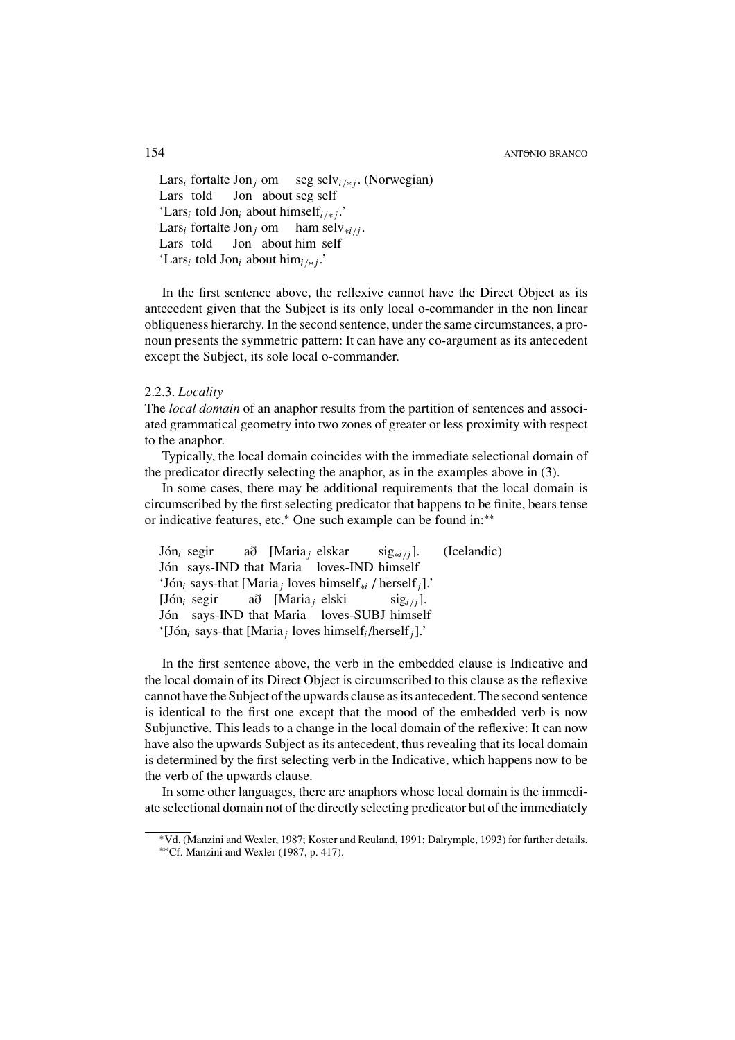Lars$_i$ fortalte Jon$_j$ om seg selv$_{i/*j}$. (Norwegian)
Lars told Jon about seg self
'Lars$_i$ told Jon$_i$ about himself$_{i/*j}$.'
Lars$_i$ fortalte Jon$_j$ om ham selv$_{*i/j}$.
Lars told Jon about him self
'Lars$_i$ told Jon$_i$ about him$_{i/*j}$.'

In the first sentence above, the reflexive cannot have the Direct Object as its antecedent given that the Subject is its only local o-commander in the non linear obliqueness hierarchy. In the second sentence, under the same circumstances, a pronoun presents the symmetric pattern: It can have any co-argument as its antecedent except the Subject, its sole local o-commander.

### 2.2.3. *Locality*

The *local domain* of an anaphor results from the partition of sentences and associated grammatical geometry into two zones of greater or less proximity with respect to the anaphor.

Typically, the local domain coincides with the immediate selectional domain of the predicator directly selecting the anaphor, as in the examples above in (3).

In some cases, there may be additional requirements that the local domain is circumscribed by the first selecting predicator that happens to be finite, bears tense or indicative features, etc.* One such example can be found in:**

Jón$_i$ segir að [Maria$_j$ elskar sig$_{*i/j}$]. (Icelandic)
Jón says-IND that Maria loves-IND himself
'Jón$_i$ says-that [Maria$_j$ loves himself$_{*i}$ / herself$_j$].'
[Jón$_i$ segir að [Maria$_j$ elski sig$_{i/j}$].
Jón says-IND that Maria loves-SUBJ himself
'[Jón$_i$ says-that [Maria$_j$ loves himself$_i$/herself$_j$].'

In the first sentence above, the verb in the embedded clause is Indicative and the local domain of its Direct Object is circumscribed to this clause as the reflexive cannot have the Subject of the upwards clause as its antecedent. The second sentence is identical to the first one except that the mood of the embedded verb is now Subjunctive. This leads to a change in the local domain of the reflexive: It can now have also the upwards Subject as its antecedent, thus revealing that its local domain is determined by the first selecting verb in the Indicative, which happens now to be the verb of the upwards clause.

In some other languages, there are anaphors whose local domain is the immediate selectional domain not of the directly selecting predicator but of the immediately

*Vd. (Manzini and Wexler, 1987; Koster and Reuland, 1991; Dalrymple, 1993) for further details.
**Cf. Manzini and Wexler (1987, p. 417).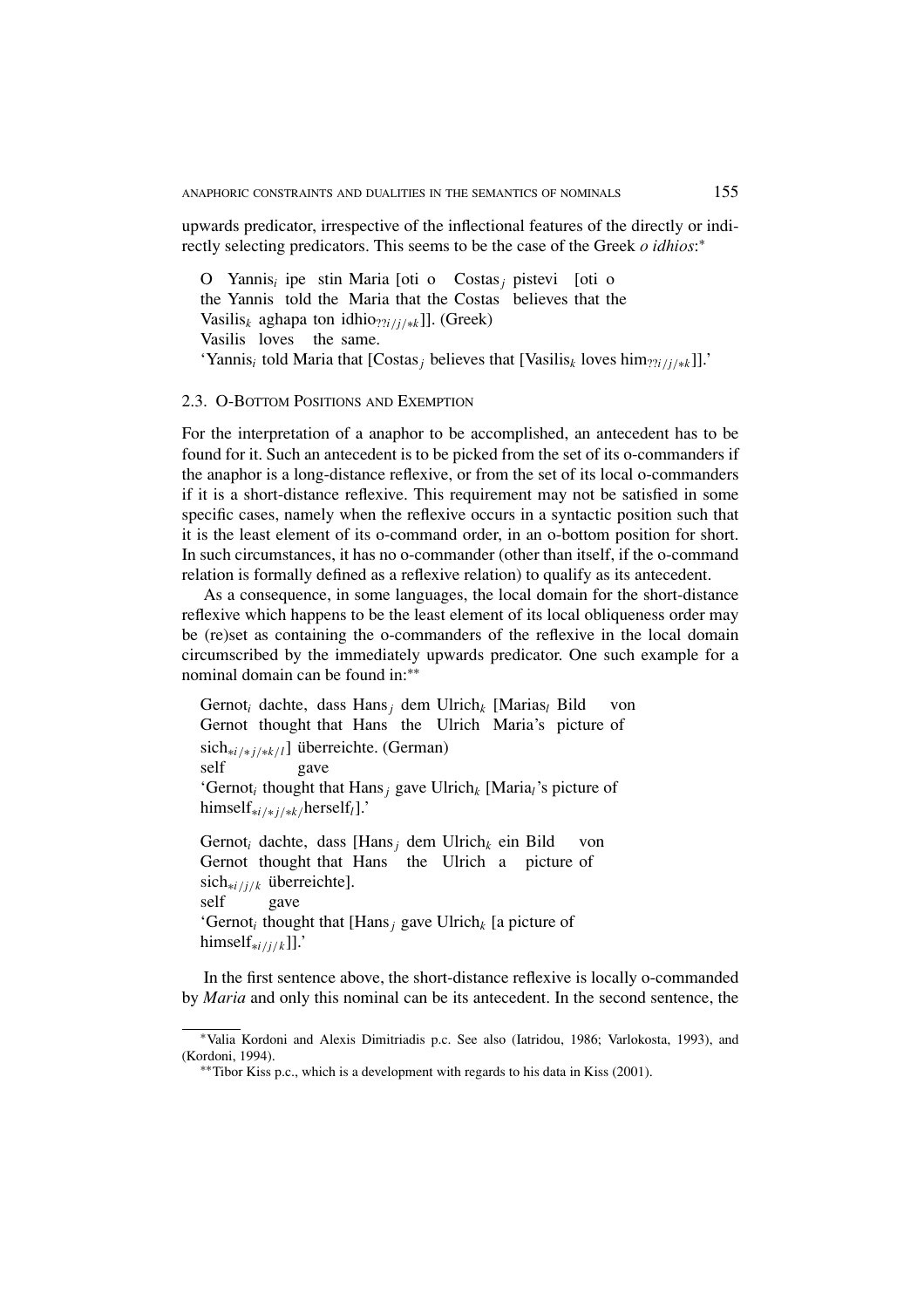upwards predicator, irrespective of the inflectional features of the directly or indirectly selecting predicators. This seems to be the case of the Greek *o idhios*:*

O Yannis$_i$ ipe stin Maria [oti o Costas$_j$ pistevi [oti o
the Yannis told the Maria that the Costas believes that the
Vasilis$_k$ aghapa ton idhio$_{??i/j/*k}$]]. (Greek)
Vasilis loves the same.
'Yannis$_i$ told Maria that [Costas$_j$ believes that [Vasilis$_k$ loves him$_{??i/j/*k}$]].'

### 2.3. O-Bottom Positions and Exemption

For the interpretation of a anaphor to be accomplished, an antecedent has to be found for it. Such an antecedent is to be picked from the set of its o-commanders if the anaphor is a long-distance reflexive, or from the set of its local o-commanders if it is a short-distance reflexive. This requirement may not be satisfied in some specific cases, namely when the reflexive occurs in a syntactic position such that it is the least element of its o-command order, in an o-bottom position for short. In such circumstances, it has no o-commander (other than itself, if the o-command relation is formally defined as a reflexive relation) to qualify as its antecedent.

As a consequence, in some languages, the local domain for the short-distance reflexive which happens to be the least element of its local obliqueness order may be (re)set as containing the o-commanders of the reflexive in the local domain circumscribed by the immediately upwards predicator. One such example for a nominal domain can be found in:**

Gernot$_i$ dachte, dass Hans$_j$ dem Ulrich$_k$ [Marias$_l$ Bild von
Gernot thought that Hans the Ulrich Maria's picture of
sich$_{*i/*j/*k/l}$] überreichte. (German)
self gave
'Gernot$_i$ thought that Hans$_j$ gave Ulrich$_k$ [Maria$_l$'s picture of
himself$_{*i/*j/*k/}$herself$_l$].'

Gernot$_i$ dachte, dass [Hans$_j$ dem Ulrich$_k$ ein Bild von
Gernot thought that Hans the Ulrich a picture of
sich$_{*i/j/k}$ überreichte].
self gave
'Gernot$_i$ thought that [Hans$_j$ gave Ulrich$_k$ [a picture of
himself$_{*i/j/k}$]].'

In the first sentence above, the short-distance reflexive is locally o-commanded by *Maria* and only this nominal can be its antecedent. In the second sentence, the

*Valia Kordoni and Alexis Dimitriadis p.c. See also (Iatridou, 1986; Varlokosta, 1993), and (Kordoni, 1994).

**Tibor Kiss p.c., which is a development with regards to his data in Kiss (2001).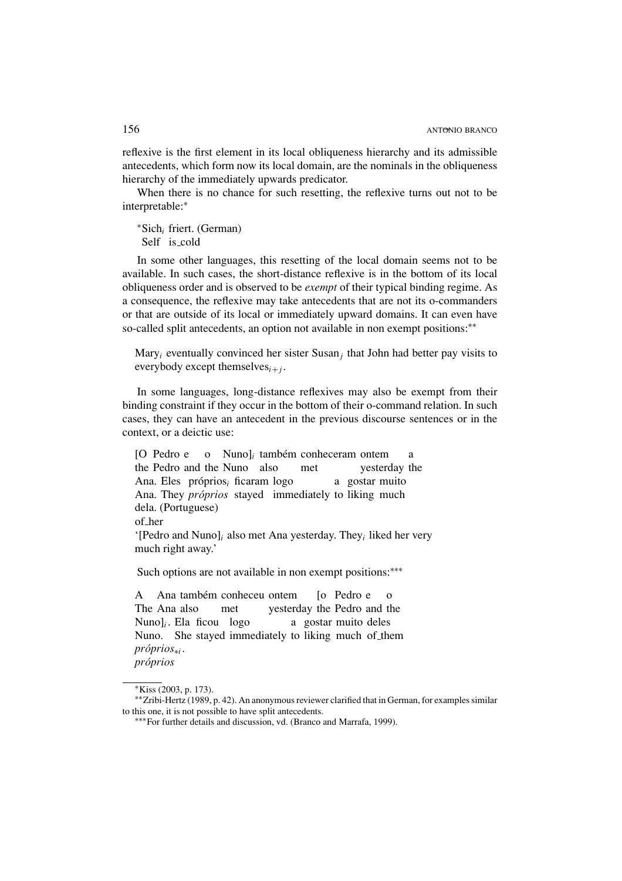reflexive is the first element in its local obliqueness hierarchy and its admissible antecedents, which form now its local domain, are the nominals in the obliqueness hierarchy of the immediately upwards predicator.

When there is no chance for such resetting, the reflexive turns out not to be interpretable:*

*Sich$_i$ friert. (German)
Self is_cold

In some other languages, this resetting of the local domain seems not to be available. In such cases, the short-distance reflexive is in the bottom of its local obliqueness order and is observed to be *exempt* of their typical binding regime. As a consequence, the reflexive may take antecedents that are not its o-commanders or that are outside of its local or immediately upward domains. It can even have so-called split antecedents, an option not available in non exempt positions:**

Mary$_i$ eventually convinced her sister Susan$_j$ that John had better pay visits to everybody except themselves$_{i+j}$.

In some languages, long-distance reflexives may also be exempt from their binding constraint if they occur in the bottom of their o-command relation. In such cases, they can have an antecedent in the previous discourse sentences or in the context, or a deictic use:

[O Pedro e o Nuno]$_i$ também conheceram ontem a
the Pedro and the Nuno also met yesterday the
Ana. Eles próprios$_i$ ficaram logo a gostar muito
Ana. They *próprios* stayed immediately to liking much
dela. (Portuguese)
of_her
'[Pedro and Nuno]$_i$ also met Ana yesterday. They$_i$ liked her very much right away.'

Such options are not available in non exempt positions:***

A Ana também conheceu ontem [o Pedro e o
The Ana also met yesterday the Pedro and the
Nuno]$_i$. Ela ficou logo a gostar muito deles
Nuno. She stayed immediately to liking much of_them
*próprios*$_{*i}$.
*próprios*

---

*Kiss (2003, p. 173).

**Zribi-Hertz (1989, p. 42). An anonymous reviewer clarified that in German, for examples similar to this one, it is not possible to have split antecedents.

***For further details and discussion, vd. (Branco and Marrafa, 1999).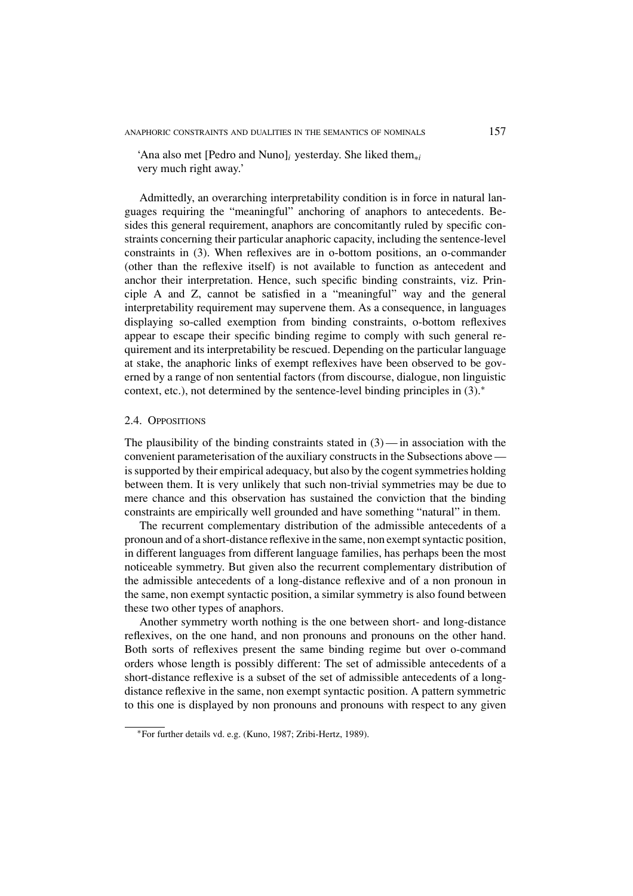'Ana also met [Pedro and Nuno]$_i$ yesterday. She liked them$_{*i}$ very much right away.'

Admittedly, an overarching interpretability condition is in force in natural languages requiring the "meaningful" anchoring of anaphors to antecedents. Besides this general requirement, anaphors are concomitantly ruled by specific constraints concerning their particular anaphoric capacity, including the sentence-level constraints in (3). When reflexives are in o-bottom positions, an o-commander (other than the reflexive itself) is not available to function as antecedent and anchor their interpretation. Hence, such specific binding constraints, viz. Principle A and Z, cannot be satisfied in a "meaningful" way and the general interpretability requirement may supervene them. As a consequence, in languages displaying so-called exemption from binding constraints, o-bottom reflexives appear to escape their specific binding regime to comply with such general requirement and its interpretability be rescued. Depending on the particular language at stake, the anaphoric links of exempt reflexives have been observed to be governed by a range of non sentential factors (from discourse, dialogue, non linguistic context, etc.), not determined by the sentence-level binding principles in (3).*

### 2.4. Oppositions

The plausibility of the binding constraints stated in (3) — in association with the convenient parameterisation of the auxiliary constructs in the Subsections above — is supported by their empirical adequacy, but also by the cogent symmetries holding between them. It is very unlikely that such non-trivial symmetries may be due to mere chance and this observation has sustained the conviction that the binding constraints are empirically well grounded and have something "natural" in them.

The recurrent complementary distribution of the admissible antecedents of a pronoun and of a short-distance reflexive in the same, non exempt syntactic position, in different languages from different language families, has perhaps been the most noticeable symmetry. But given also the recurrent complementary distribution of the admissible antecedents of a long-distance reflexive and of a non pronoun in the same, non exempt syntactic position, a similar symmetry is also found between these two other types of anaphors.

Another symmetry worth nothing is the one between short- and long-distance reflexives, on the one hand, and non pronouns and pronouns on the other hand. Both sorts of reflexives present the same binding regime but over o-command orders whose length is possibly different: The set of admissible antecedents of a short-distance reflexive is a subset of the set of admissible antecedents of a long-distance reflexive in the same, non exempt syntactic position. A pattern symmetric to this one is displayed by non pronouns and pronouns with respect to any given

---

*For further details vd. e.g. (Kuno, 1987; Zribi-Hertz, 1989).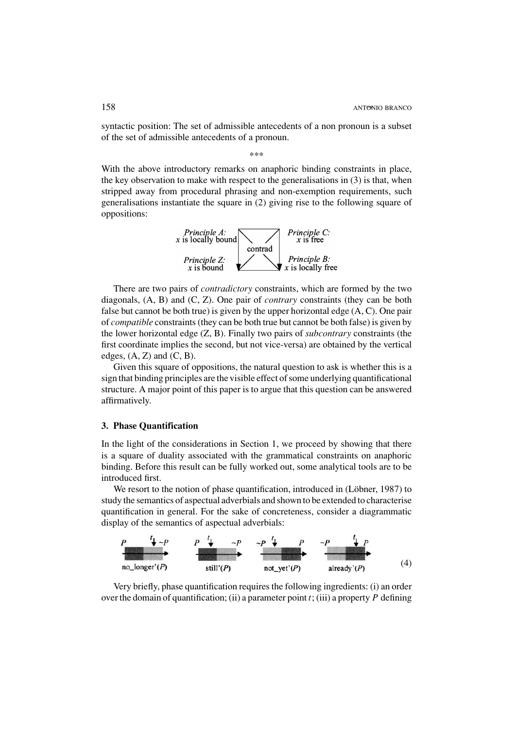syntactic position: The set of admissible antecedents of a non pronoun is a subset of the set of admissible antecedents of a pronoun.

\*\*\*

With the above introductory remarks on anaphoric binding constraints in place, the key observation to make with respect to the generalisations in (3) is that, when stripped away from procedural phrasing and non-exemption requirements, such generalisations instantiate the square in (2) giving rise to the following square of oppositions:

| *Principle A:* $x$ is locally bound | contrad | *Principle C:* $x$ is free |
|---|---|---|
| *Principle Z:* $x$ is bound | | *Principle B:* $x$ is locally free |

There are two pairs of *contradictory* constraints, which are formed by the two diagonals, (A, B) and (C, Z). One pair of *contrary* constraints (they can be both false but cannot be both true) is given by the upper horizontal edge (A, C). One pair of *compatible* constraints (they can be both true but cannot be both false) is given by the lower horizontal edge (Z, B). Finally two pairs of *subcontrary* constraints (the first coordinate implies the second, but not vice-versa) are obtained by the vertical edges, (A, Z) and (C, B).

Given this square of oppositions, the natural question to ask is whether this is a sign that binding principles are the visible effect of some underlying quantificational structure. A major point of this paper is to argue that this question can be answered affirmatively.

## 3. Phase Quantification

In the light of the considerations in Section 1, we proceed by showing that there is a square of duality associated with the grammatical constraints on anaphoric binding. Before this result can be fully worked out, some analytical tools are to be introduced first.

We resort to the notion of phase quantification, introduced in (Löbner, 1987) to study the semantics of aspectual adverbials and shown to be extended to characterise quantification in general. For the sake of concreteness, consider a diagrammatic display of the semantics of aspectual adverbials:

| $P$ $t$ $\sim P$ | $P$ $t$ $\sim P$ | $\sim P$ $t$ $P$ | $\sim P$ $t$ $P$ |
|---|---|---|---|
| no_longer'($P$) | still'($P$) | not_yet'($P$) | already'($P$) |

(4)

Very briefly, phase quantification requires the following ingredients: (i) an order over the domain of quantification; (ii) a parameter point $t$; (iii) a property $P$ defining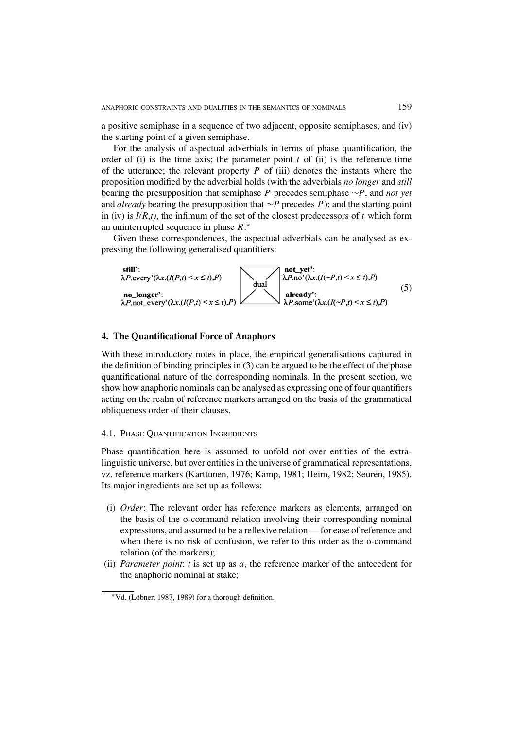a positive semiphase in a sequence of two adjacent, opposite semiphases; and (iv) the starting point of a given semiphase.

For the analysis of aspectual adverbials in terms of phase quantification, the order of (i) is the time axis; the parameter point $t$ of (ii) is the reference time of the utterance; the relevant property $P$ of (iii) denotes the instants where the proposition modified by the adverbial holds (with the adverbials *no longer* and *still* bearing the presupposition that semiphase $P$ precedes semiphase $\sim P$, and *not yet* and *already* bearing the presupposition that $\sim P$ precedes $P$); and the starting point in (iv) is $I(R,t)$, the infimum of the set of the closest predecessors of $t$ which form an uninterrupted sequence in phase $R$.*

Given these correspondences, the aspectual adverbials can be analysed as expressing the following generalised quantifiers:

| **still'**: $\lambda P.\text{every}'(\lambda x.(I(P,t) < x \leq t),P)$ | dual | **not_yet'**: $\lambda P.\text{no}'(\lambda x.(I(\sim P,t) < x \leq t),P)$ |
|---|---|---|
| **no_longer'**: $\lambda P.\text{not\_every}'(\lambda x.(I(P,t) < x \leq t),P)$ | | **already'**: $\lambda P.\text{some}'(\lambda x.(I(\sim P,t) < x \leq t),P)$ |

(5)

## 4. The Quantificational Force of Anaphors

With these introductory notes in place, the empirical generalisations captured in the definition of binding principles in (3) can be argued to be the effect of the phase quantificational nature of the corresponding nominals. In the present section, we show how anaphoric nominals can be analysed as expressing one of four quantifiers acting on the realm of reference markers arranged on the basis of the grammatical obliqueness order of their clauses.

### 4.1. Phase Quantification Ingredients

Phase quantification here is assumed to unfold not over entities of the extra-linguistic universe, but over entities in the universe of grammatical representations, vz. reference markers (Karttunen, 1976; Kamp, 1981; Heim, 1982; Seuren, 1985). Its major ingredients are set up as follows:

(i) *Order*: The relevant order has reference markers as elements, arranged on the basis of the o-command relation involving their corresponding nominal expressions, and assumed to be a reflexive relation — for ease of reference and when there is no risk of confusion, we refer to this order as the o-command relation (of the markers);

(ii) *Parameter point*: $t$ is set up as $a$, the reference marker of the antecedent for the anaphoric nominal at stake;

*Vd. (Löbner, 1987, 1989) for a thorough definition.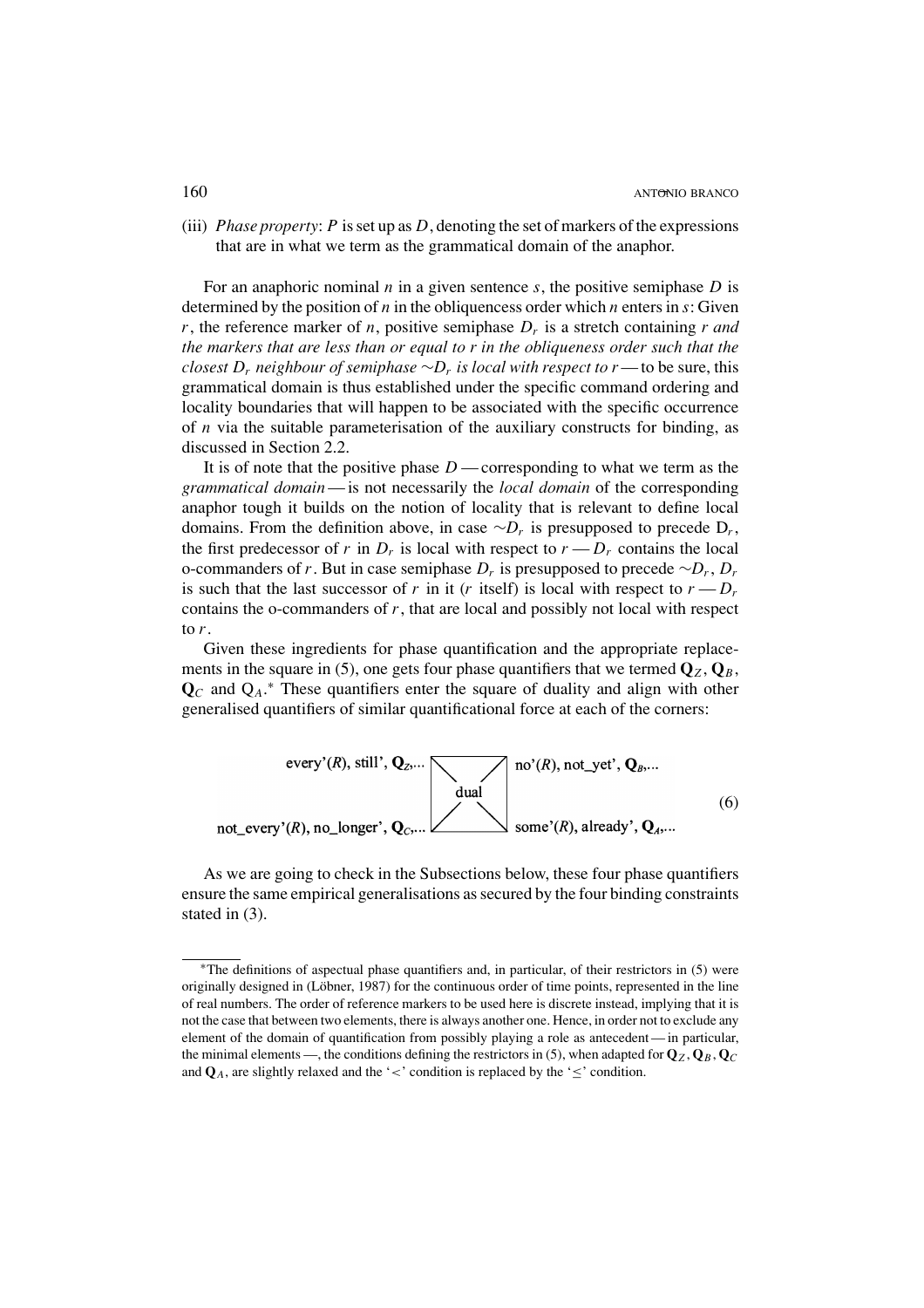(iii) *Phase property*: $P$ is set up as $D$, denoting the set of markers of the expressions that are in what we term as the grammatical domain of the anaphor.

For an anaphoric nominal $n$ in a given sentence $s$, the positive semiphase $D$ is determined by the position of $n$ in the obliquencess order which $n$ enters in $s$: Given $r$, the reference marker of $n$, positive semiphase $D_r$ is a stretch containing $r$ *and the markers that are less than or equal to r in the obliqueness order such that the closest $D_r$ neighbour of semiphase $\sim D_r$ is local with respect to r* — to be sure, this grammatical domain is thus established under the specific command ordering and locality boundaries that will happen to be associated with the specific occurrence of $n$ via the suitable parameterisation of the auxiliary constructs for binding, as discussed in Section 2.2.

It is of note that the positive phase $D$ — corresponding to what we term as the *grammatical domain* — is not necessarily the *local domain* of the corresponding anaphor tough it builds on the notion of locality that is relevant to define local domains. From the definition above, in case $\sim D_r$ is presupposed to precede $D_r$, the first predecessor of $r$ in $D_r$ is local with respect to $r$ — $D_r$ contains the local o-commanders of $r$. But in case semiphase $D_r$ is presupposed to precede $\sim D_r$, $D_r$ is such that the last successor of $r$ in it ($r$ itself) is local with respect to $r$ — $D_r$ contains the o-commanders of $r$, that are local and possibly not local with respect to $r$.

Given these ingredients for phase quantification and the appropriate replacements in the square in (5), one gets four phase quantifiers that we termed $\mathbf{Q}_Z$, $\mathbf{Q}_B$, $\mathbf{Q}_C$ and $\mathrm{Q}_A$.* These quantifiers enter the square of duality and align with other generalised quantifiers of similar quantificational force at each of the corners:

| every'(*R*), still', $\mathbf{Q}_Z$,... | dual | no'(*R*), not_yet', $\mathbf{Q}_B$,... |
|---|---|---|
| not_every'(*R*), no_longer', $\mathbf{Q}_C$,... | | some'(*R*), already', $\mathbf{Q}_A$,... |

(6)

As we are going to check in the Subsections below, these four phase quantifiers ensure the same empirical generalisations as secured by the four binding constraints stated in (3).

---

*The definitions of aspectual phase quantifiers and, in particular, of their restrictors in (5) were originally designed in (Löbner, 1987) for the continuous order of time points, represented in the line of real numbers. The order of reference markers to be used here is discrete instead, implying that it is not the case that between two elements, there is always another one. Hence, in order not to exclude any element of the domain of quantification from possibly playing a role as antecedent — in particular, the minimal elements —, the conditions defining the restrictors in (5), when adapted for $\mathbf{Q}_Z$, $\mathbf{Q}_B$, $\mathbf{Q}_C$ and $\mathbf{Q}_A$, are slightly relaxed and the '$<$' condition is replaced by the '$\leq$' condition.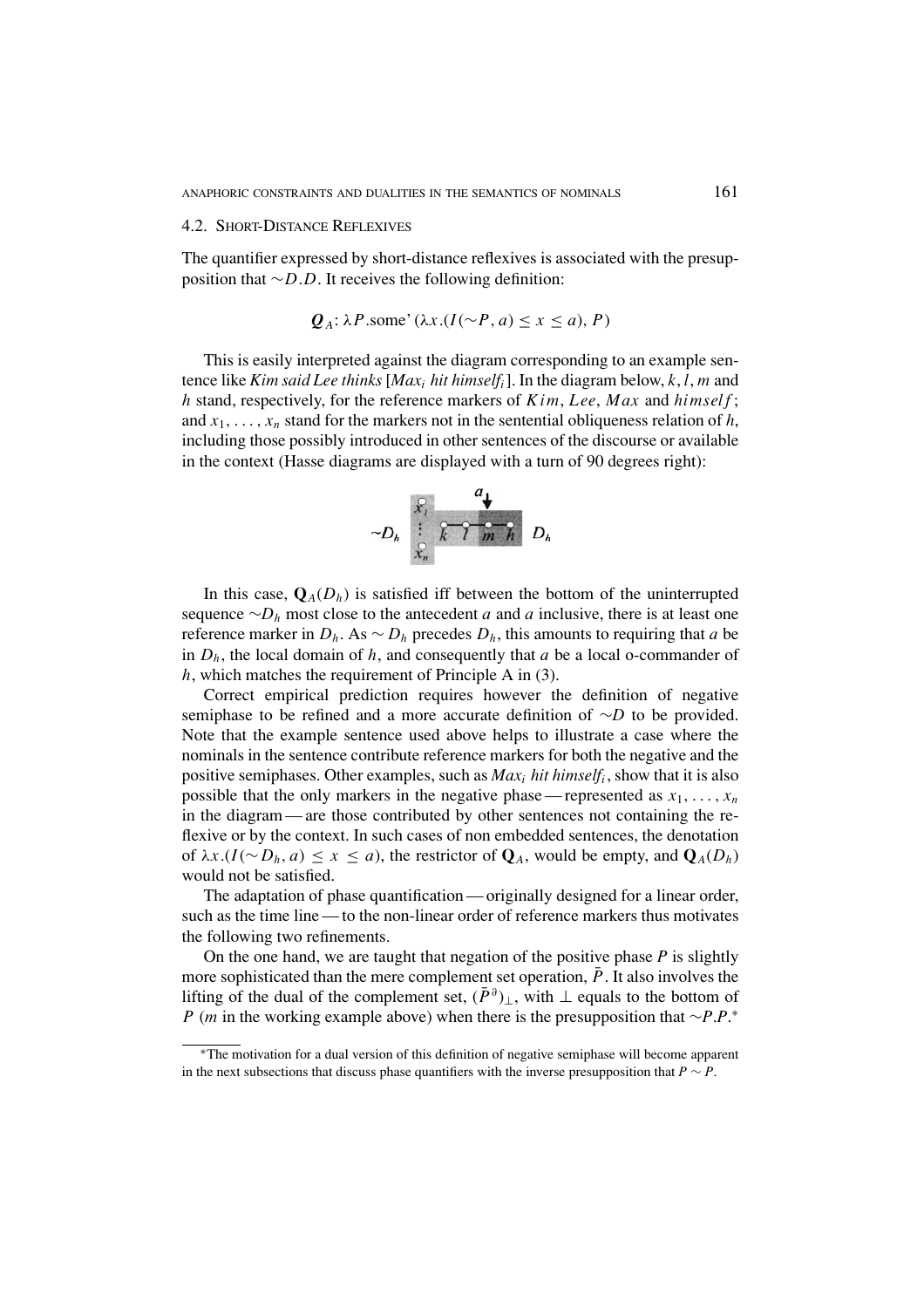### 4.2. Short-Distance Reflexives

The quantifier expressed by short-distance reflexives is associated with the presupposition that $\sim D.D$. It receives the following definition:

$$\boldsymbol{Q}_A\text{: } \lambda P.\text{some'}\,(\lambda x.(I(\sim P, a) \leq x \leq a), P)$$

This is easily interpreted against the diagram corresponding to an example sentence like *Kim said Lee thinks* [*Max$_i$ hit himself$_i$*]. In the diagram below, $k$, $l$, $m$ and $h$ stand, respectively, for the reference markers of $Kim$, $Lee$, $Max$ and $himself$; and $x_1, \ldots, x_n$ stand for the markers not in the sentential obliqueness relation of $h$, including those possibly introduced in other sentences of the discourse or available in the context (Hasse diagrams are displayed with a turn of 90 degrees right):

In this case, $\mathbf{Q}_A(D_h)$ is satisfied iff between the bottom of the uninterrupted sequence $\sim D_h$ most close to the antecedent $a$ and $a$ inclusive, there is at least one reference marker in $D_h$. As $\sim D_h$ precedes $D_h$, this amounts to requiring that $a$ be in $D_h$, the local domain of $h$, and consequently that $a$ be a local o-commander of $h$, which matches the requirement of Principle A in (3).

Correct empirical prediction requires however the definition of negative semiphase to be refined and a more accurate definition of $\sim D$ to be provided. Note that the example sentence used above helps to illustrate a case where the nominals in the sentence contribute reference markers for both the negative and the positive semiphases. Other examples, such as *Max$_i$ hit himself$_i$*, show that it is also possible that the only markers in the negative phase — represented as $x_1, \ldots, x_n$ in the diagram — are those contributed by other sentences not containing the reflexive or by the context. In such cases of non embedded sentences, the denotation of $\lambda x.(I(\sim D_h, a) \leq x \leq a)$, the restrictor of $\mathbf{Q}_A$, would be empty, and $\mathbf{Q}_A(D_h)$ would not be satisfied.

The adaptation of phase quantification — originally designed for a linear order, such as the time line — to the non-linear order of reference markers thus motivates the following two refinements.

On the one hand, we are taught that negation of the positive phase $P$ is slightly more sophisticated than the mere complement set operation, $\bar{P}$. It also involves the lifting of the dual of the complement set, $(\bar{P}^{\partial})_{\perp}$, with $\perp$ equals to the bottom of $P$ ($m$ in the working example above) when there is the presupposition that $\sim P.P$.*

*The motivation for a dual version of this definition of negative semiphase will become apparent in the next subsections that discuss phase quantifiers with the inverse presupposition that $P \sim P$.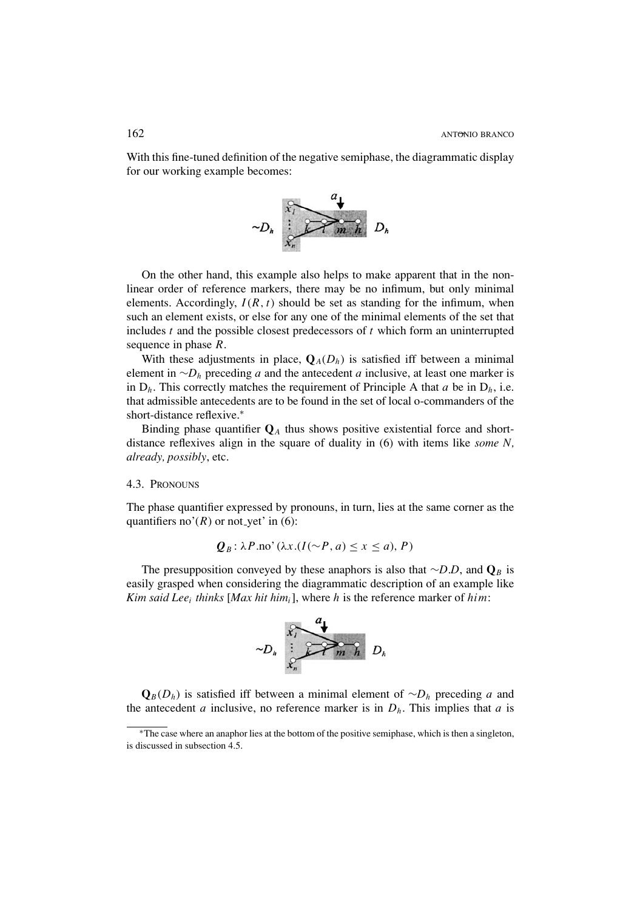With this fine-tuned definition of the negative semiphase, the diagrammatic display for our working example becomes:

On the other hand, this example also helps to make apparent that in the non-linear order of reference markers, there may be no infimum, but only minimal elements. Accordingly, $I(R, t)$ should be set as standing for the infimum, when such an element exists, or else for any one of the minimal elements of the set that includes $t$ and the possible closest predecessors of $t$ which form an uninterrupted sequence in phase $R$.

With these adjustments in place, $\mathbf{Q}_A(D_h)$ is satisfied iff between a minimal element in $\sim D_h$ preceding $a$ and the antecedent $a$ inclusive, at least one marker is in $D_h$. This correctly matches the requirement of Principle A that $a$ be in $D_h$, i.e. that admissible antecedents are to be found in the set of local o-commanders of the short-distance reflexive.*

Binding phase quantifier $\mathbf{Q}_A$ thus shows positive existential force and short-distance reflexives align in the square of duality in (6) with items like *some N, already, possibly*, etc.

## 4.3. Pronouns

The phase quantifier expressed by pronouns, in turn, lies at the same corner as the quantifiers no'$(R)$ or not_yet' in (6):

$$\boldsymbol{Q}_B : \lambda P.\text{no'}\,(\lambda x.(I(\sim P, a) \leq x \leq a), P)$$

The presupposition conveyed by these anaphors is also that $\sim D.D$, and $\mathbf{Q}_B$ is easily grasped when considering the diagrammatic description of an example like *Kim said Lee*$_i$ *thinks* [*Max hit him*$_i$], where $h$ is the reference marker of *him*:

$\mathbf{Q}_B(D_h)$ is satisfied iff between a minimal element of $\sim D_h$ preceding $a$ and the antecedent $a$ inclusive, no reference marker is in $D_h$. This implies that $a$ is

---

*The case where an anaphor lies at the bottom of the positive semiphase, which is then a singleton, is discussed in subsection 4.5.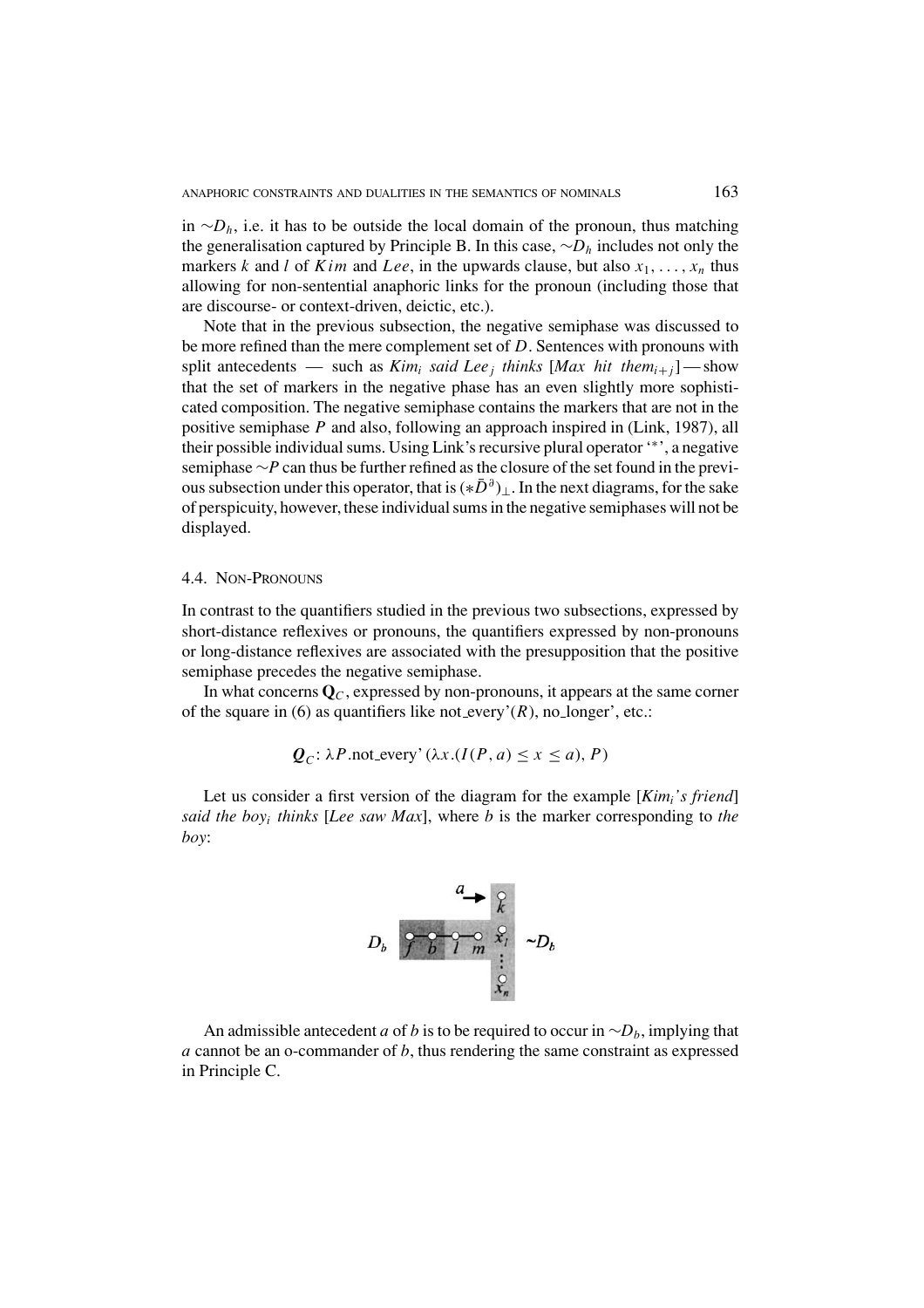in $\sim D_h$, i.e. it has to be outside the local domain of the pronoun, thus matching the generalisation captured by Principle B. In this case, $\sim D_h$ includes not only the markers $k$ and $l$ of $Kim$ and $Lee$, in the upwards clause, but also $x_1, \ldots, x_n$ thus allowing for non-sentential anaphoric links for the pronoun (including those that are discourse- or context-driven, deictic, etc.).

Note that in the previous subsection, the negative semiphase was discussed to be more refined than the mere complement set of $D$. Sentences with pronouns with split antecedents — such as *Kim*$_i$ *said Lee*$_j$ *thinks* [*Max hit them*$_{i+j}$] — show that the set of markers in the negative phase has an even slightly more sophisticated composition. The negative semiphase contains the markers that are not in the positive semiphase $P$ and also, following an approach inspired in (Link, 1987), all their possible individual sums. Using Link's recursive plural operator '*', a negative semiphase $\sim P$ can thus be further refined as the closure of the set found in the previous subsection under this operator, that is $(*\bar{D}^{\vartheta})_{\perp}$. In the next diagrams, for the sake of perspicuity, however, these individual sums in the negative semiphases will not be displayed.

### 4.4. Non-Pronouns

In contrast to the quantifiers studied in the previous two subsections, expressed by short-distance reflexives or pronouns, the quantifiers expressed by non-pronouns or long-distance reflexives are associated with the presupposition that the positive semiphase precedes the negative semiphase.

In what concerns $\mathbf{Q}_C$, expressed by non-pronouns, it appears at the same corner of the square in (6) as quantifiers like not_every'$(R)$, no_longer', etc.:

$$\boldsymbol{Q}_C\text{: } \lambda P.\text{not\_every'}\ (\lambda x.(I(P, a) \leq x \leq a), P)$$

Let us consider a first version of the diagram for the example [*Kim*$_i$*'s friend*] *said the boy*$_i$ *thinks* [*Lee saw Max*], where $b$ is the marker corresponding to *the boy*:

An admissible antecedent $a$ of $b$ is to be required to occur in $\sim D_b$, implying that $a$ cannot be an o-commander of $b$, thus rendering the same constraint as expressed in Principle C.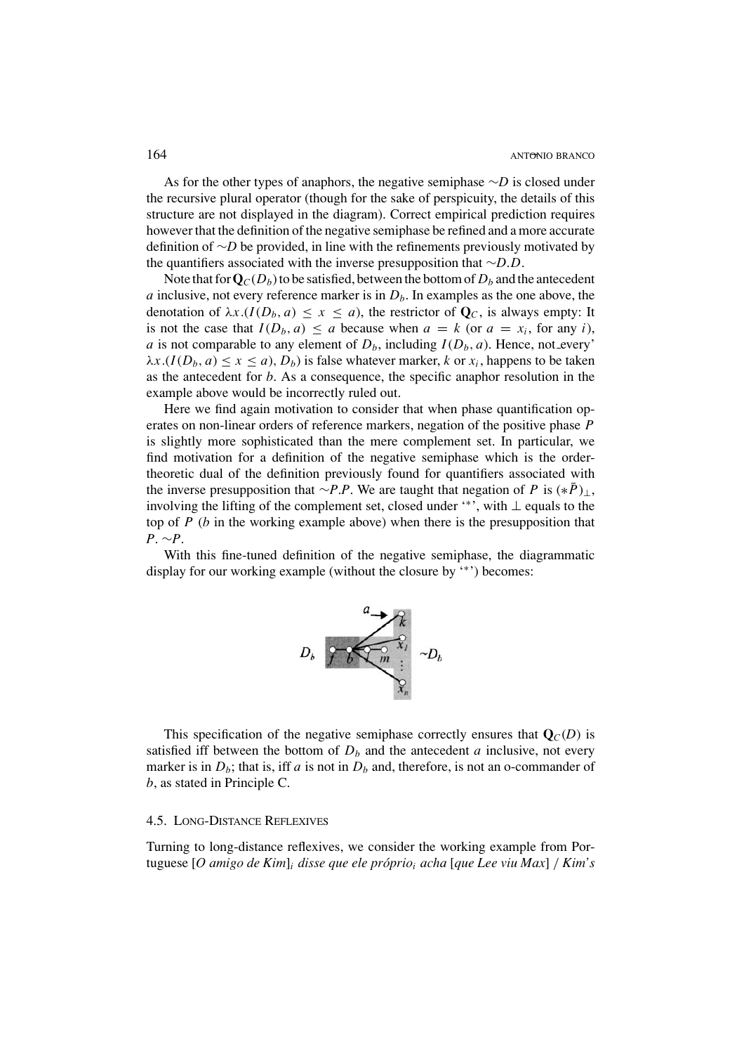As for the other types of anaphors, the negative semiphase $\sim D$ is closed under the recursive plural operator (though for the sake of perspicuity, the details of this structure are not displayed in the diagram). Correct empirical prediction requires however that the definition of the negative semiphase be refined and a more accurate definition of $\sim D$ be provided, in line with the refinements previously motivated by the quantifiers associated with the inverse presupposition that $\sim D.D$.

Note that for $\mathbf{Q}_C(D_b)$ to be satisfied, between the bottom of $D_b$ and the antecedent $a$ inclusive, not every reference marker is in $D_b$. In examples as the one above, the denotation of $\lambda x.(I(D_b, a) \leq x \leq a)$, the restrictor of $\mathbf{Q}_C$, is always empty: It is not the case that $I(D_b, a) \leq a$ because when $a = k$ (or $a = x_i$, for any $i$), $a$ is not comparable to any element of $D_b$, including $I(D_b, a)$. Hence, not_every' $\lambda x.(I(D_b, a) \leq x \leq a), D_b)$ is false whatever marker, $k$ or $x_i$, happens to be taken as the antecedent for $b$. As a consequence, the specific anaphor resolution in the example above would be incorrectly ruled out.

Here we find again motivation to consider that when phase quantification operates on non-linear orders of reference markers, negation of the positive phase $P$ is slightly more sophisticated than the mere complement set. In particular, we find motivation for a definition of the negative semiphase which is the order-theoretic dual of the definition previously found for quantifiers associated with the inverse presupposition that $\sim P.P$. We are taught that negation of $P$ is $(*\bar{P})_{\perp}$, involving the lifting of the complement set, closed under '*', with $\perp$ equals to the top of $P$ ($b$ in the working example above) when there is the presupposition that $P. \sim P$.

With this fine-tuned definition of the negative semiphase, the diagrammatic display for our working example (without the closure by '*') becomes:

This specification of the negative semiphase correctly ensures that $\mathbf{Q}_C(D)$ is satisfied iff between the bottom of $D_b$ and the antecedent $a$ inclusive, not every marker is in $D_b$; that is, iff $a$ is not in $D_b$ and, therefore, is not an o-commander of $b$, as stated in Principle C.

### 4.5. Long-Distance Reflexives

Turning to long-distance reflexives, we consider the working example from Portuguese [*O amigo de Kim*]$_i$ *disse que ele próprio*$_i$ *acha* [*que Lee viu Max*] / *Kim's*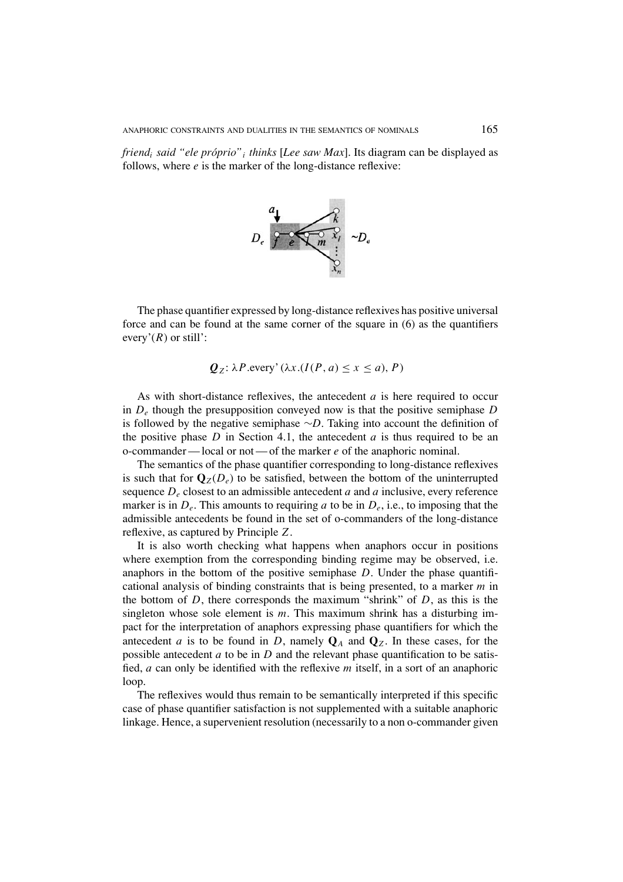*friend*$_i$ *said "ele próprio"*$_i$ *thinks* [*Lee saw Max*]. Its diagram can be displayed as follows, where $e$ is the marker of the long-distance reflexive:

The phase quantifier expressed by long-distance reflexives has positive universal force and can be found at the same corner of the square in (6) as the quantifiers every'($R$) or still':

$$\boldsymbol{Q}_Z\text{: } \lambda P.\text{every'}\,(\lambda x.(I(P, a) \leq x \leq a), P)$$

As with short-distance reflexives, the antecedent $a$ is here required to occur in $D_e$ though the presupposition conveyed now is that the positive semiphase $D$ is followed by the negative semiphase $\sim D$. Taking into account the definition of the positive phase $D$ in Section 4.1, the antecedent $a$ is thus required to be an o-commander — local or not — of the marker $e$ of the anaphoric nominal.

The semantics of the phase quantifier corresponding to long-distance reflexives is such that for $\mathbf{Q}_Z(D_e)$ to be satisfied, between the bottom of the uninterrupted sequence $D_e$ closest to an admissible antecedent $a$ and $a$ inclusive, every reference marker is in $D_e$. This amounts to requiring $a$ to be in $D_e$, i.e., to imposing that the admissible antecedents be found in the set of o-commanders of the long-distance reflexive, as captured by Principle $Z$.

It is also worth checking what happens when anaphors occur in positions where exemption from the corresponding binding regime may be observed, i.e. anaphors in the bottom of the positive semiphase $D$. Under the phase quantificational analysis of binding constraints that is being presented, to a marker $m$ in the bottom of $D$, there corresponds the maximum "shrink" of $D$, as this is the singleton whose sole element is $m$. This maximum shrink has a disturbing impact for the interpretation of anaphors expressing phase quantifiers for which the antecedent $a$ is to be found in $D$, namely $\mathbf{Q}_A$ and $\mathbf{Q}_Z$. In these cases, for the possible antecedent $a$ to be in $D$ and the relevant phase quantification to be satisfied, $a$ can only be identified with the reflexive $m$ itself, in a sort of an anaphoric loop.

The reflexives would thus remain to be semantically interpreted if this specific case of phase quantifier satisfaction is not supplemented with a suitable anaphoric linkage. Hence, a supervenient resolution (necessarily to a non o-commander given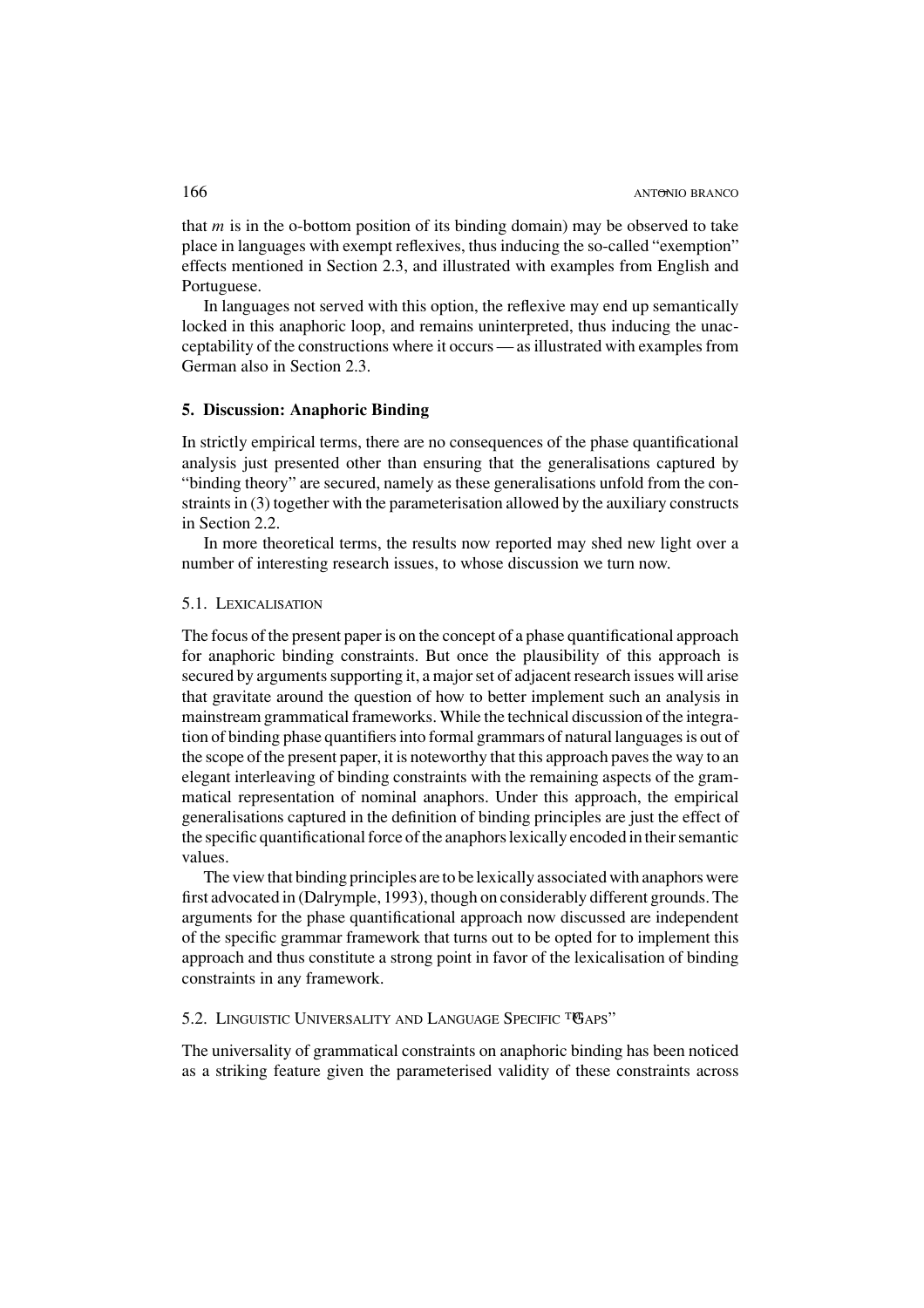that *m* is in the o-bottom position of its binding domain) may be observed to take place in languages with exempt reflexives, thus inducing the so-called "exemption" effects mentioned in Section 2.3, and illustrated with examples from English and Portuguese.

In languages not served with this option, the reflexive may end up semantically locked in this anaphoric loop, and remains uninterpreted, thus inducing the unacceptability of the constructions where it occurs — as illustrated with examples from German also in Section 2.3.

## 5. Discussion: Anaphoric Binding

In strictly empirical terms, there are no consequences of the phase quantificational analysis just presented other than ensuring that the generalisations captured by "binding theory" are secured, namely as these generalisations unfold from the constraints in (3) together with the parameterisation allowed by the auxiliary constructs in Section 2.2.

In more theoretical terms, the results now reported may shed new light over a number of interesting research issues, to whose discussion we turn now.

### 5.1. Lexicalisation

The focus of the present paper is on the concept of a phase quantificational approach for anaphoric binding constraints. But once the plausibility of this approach is secured by arguments supporting it, a major set of adjacent research issues will arise that gravitate around the question of how to better implement such an analysis in mainstream grammatical frameworks. While the technical discussion of the integration of binding phase quantifiers into formal grammars of natural languages is out of the scope of the present paper, it is noteworthy that this approach paves the way to an elegant interleaving of binding constraints with the remaining aspects of the grammatical representation of nominal anaphors. Under this approach, the empirical generalisations captured in the definition of binding principles are just the effect of the specific quantificational force of the anaphors lexically encoded in their semantic values.

The view that binding principles are to be lexically associated with anaphors were first advocated in (Dalrymple, 1993), though on considerably different grounds. The arguments for the phase quantificational approach now discussed are independent of the specific grammar framework that turns out to be opted for to implement this approach and thus constitute a strong point in favor of the lexicalisation of binding constraints in any framework.

### 5.2. Linguistic Universality and Language Specific "Gaps"

The universality of grammatical constraints on anaphoric binding has been noticed as a striking feature given the parameterised validity of these constraints across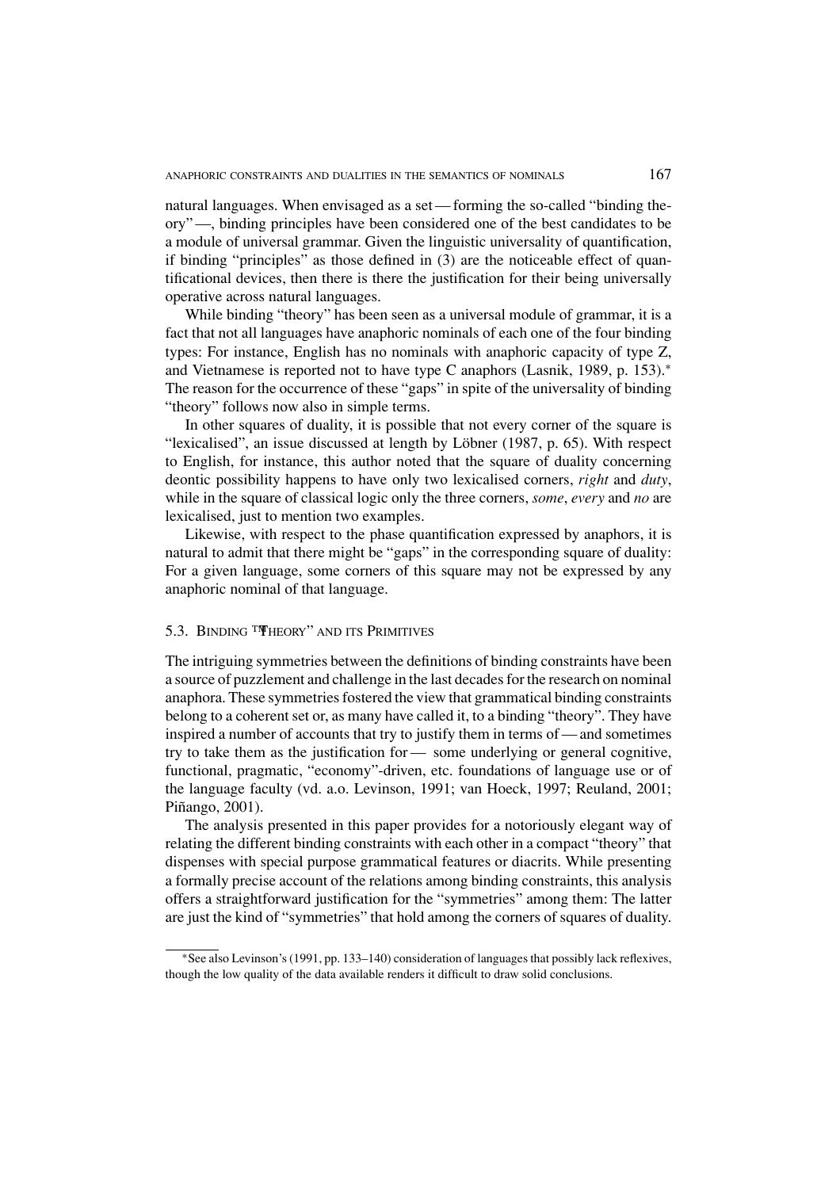natural languages. When envisaged as a set — forming the so-called "binding theory" —, binding principles have been considered one of the best candidates to be a module of universal grammar. Given the linguistic universality of quantification, if binding "principles" as those defined in (3) are the noticeable effect of quantificational devices, then there is there the justification for their being universally operative across natural languages.

While binding "theory" has been seen as a universal module of grammar, it is a fact that not all languages have anaphoric nominals of each one of the four binding types: For instance, English has no nominals with anaphoric capacity of type Z, and Vietnamese is reported not to have type C anaphors (Lasnik, 1989, p. 153).* The reason for the occurrence of these "gaps" in spite of the universality of binding "theory" follows now also in simple terms.

In other squares of duality, it is possible that not every corner of the square is "lexicalised", an issue discussed at length by Löbner (1987, p. 65). With respect to English, for instance, this author noted that the square of duality concerning deontic possibility happens to have only two lexicalised corners, *right* and *duty*, while in the square of classical logic only the three corners, *some*, *every* and *no* are lexicalised, just to mention two examples.

Likewise, with respect to the phase quantification expressed by anaphors, it is natural to admit that there might be "gaps" in the corresponding square of duality: For a given language, some corners of this square may not be expressed by any anaphoric nominal of that language.

### 5.3. Binding "Theory" and its Primitives

The intriguing symmetries between the definitions of binding constraints have been a source of puzzlement and challenge in the last decades for the research on nominal anaphora. These symmetries fostered the view that grammatical binding constraints belong to a coherent set or, as many have called it, to a binding "theory". They have inspired a number of accounts that try to justify them in terms of — and sometimes try to take them as the justification for — some underlying or general cognitive, functional, pragmatic, "economy"-driven, etc. foundations of language use or of the language faculty (vd. a.o. Levinson, 1991; van Hoeck, 1997; Reuland, 2001; Piñango, 2001).

The analysis presented in this paper provides for a notoriously elegant way of relating the different binding constraints with each other in a compact "theory" that dispenses with special purpose grammatical features or diacrits. While presenting a formally precise account of the relations among binding constraints, this analysis offers a straightforward justification for the "symmetries" among them: The latter are just the kind of "symmetries" that hold among the corners of squares of duality.

---

* See also Levinson's (1991, pp. 133–140) consideration of languages that possibly lack reflexives, though the low quality of the data available renders it difficult to draw solid conclusions.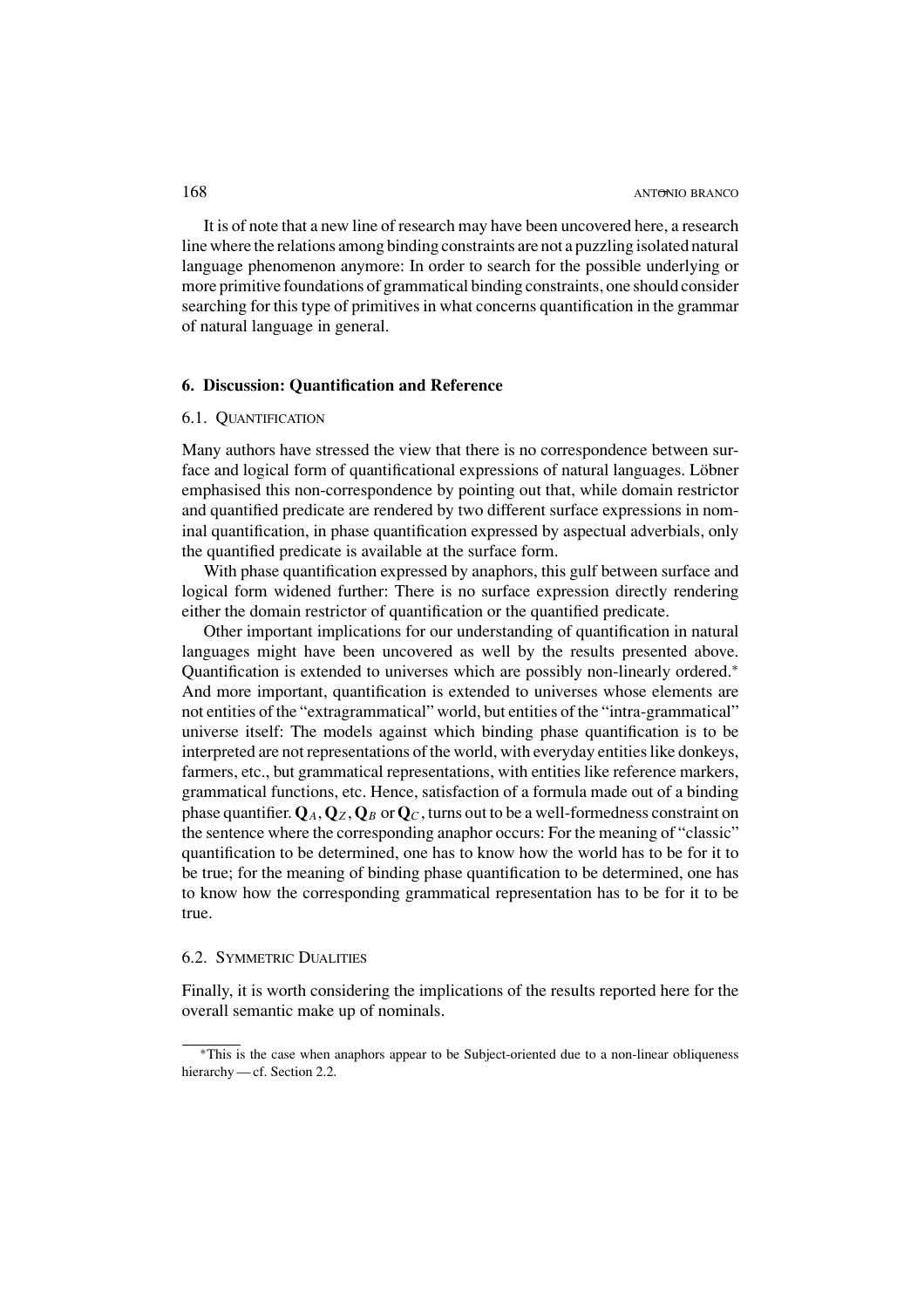It is of note that a new line of research may have been uncovered here, a research line where the relations among binding constraints are not a puzzling isolated natural language phenomenon anymore: In order to search for the possible underlying or more primitive foundations of grammatical binding constraints, one should consider searching for this type of primitives in what concerns quantification in the grammar of natural language in general.

## 6. Discussion: Quantification and Reference

### 6.1. Quantification

Many authors have stressed the view that there is no correspondence between surface and logical form of quantificational expressions of natural languages. Löbner emphasised this non-correspondence by pointing out that, while domain restrictor and quantified predicate are rendered by two different surface expressions in nominal quantification, in phase quantification expressed by aspectual adverbials, only the quantified predicate is available at the surface form.

With phase quantification expressed by anaphors, this gulf between surface and logical form widened further: There is no surface expression directly rendering either the domain restrictor of quantification or the quantified predicate.

Other important implications for our understanding of quantification in natural languages might have been uncovered as well by the results presented above. Quantification is extended to universes which are possibly non-linearly ordered.* And more important, quantification is extended to universes whose elements are not entities of the "extragrammatical" world, but entities of the "intra-grammatical" universe itself: The models against which binding phase quantification is to be interpreted are not representations of the world, with everyday entities like donkeys, farmers, etc., but grammatical representations, with entities like reference markers, grammatical functions, etc. Hence, satisfaction of a formula made out of a binding phase quantifier. $\mathbf{Q}_A, \mathbf{Q}_Z, \mathbf{Q}_B$ or $\mathbf{Q}_C$, turns out to be a well-formedness constraint on the sentence where the corresponding anaphor occurs: For the meaning of "classic" quantification to be determined, one has to know how the world has to be for it to be true; for the meaning of binding phase quantification to be determined, one has to know how the corresponding grammatical representation has to be for it to be true.

### 6.2. Symmetric Dualities

Finally, it is worth considering the implications of the results reported here for the overall semantic make up of nominals.

*This is the case when anaphors appear to be Subject-oriented due to a non-linear obliqueness hierarchy — cf. Section 2.2.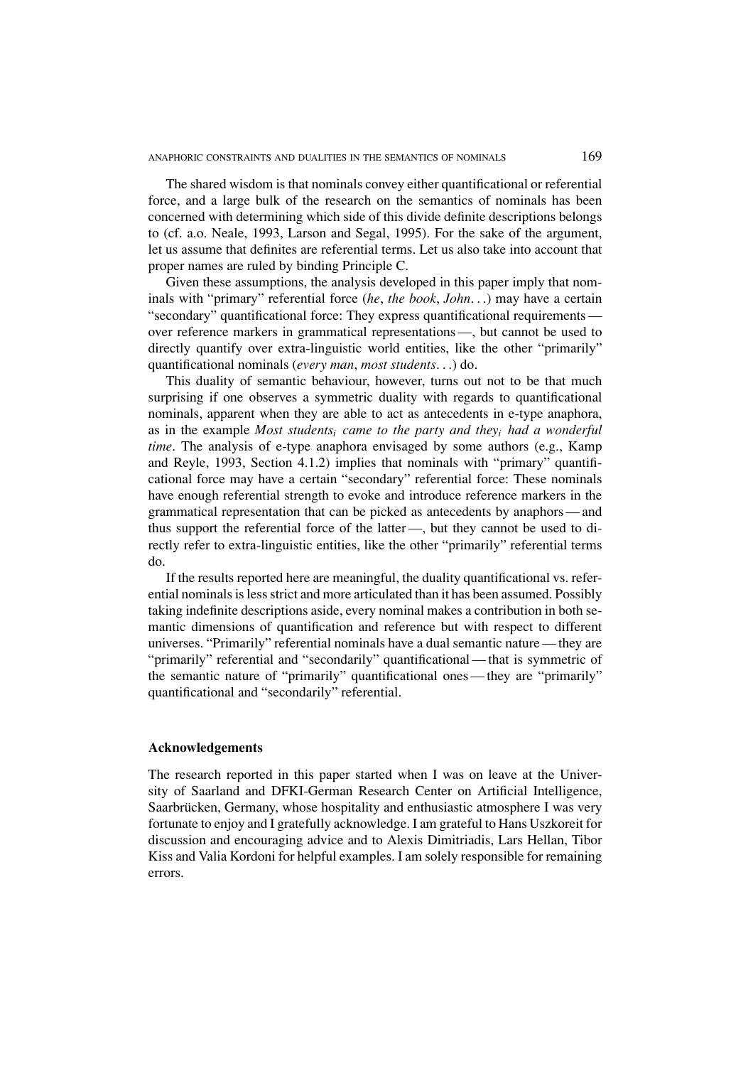The shared wisdom is that nominals convey either quantificational or referential force, and a large bulk of the research on the semantics of nominals has been concerned with determining which side of this divide definite descriptions belongs to (cf. a.o. Neale, 1993, Larson and Segal, 1995). For the sake of the argument, let us assume that definites are referential terms. Let us also take into account that proper names are ruled by binding Principle C.

Given these assumptions, the analysis developed in this paper imply that nominals with "primary" referential force (*he*, *the book*, *John*. . .) may have a certain "secondary" quantificational force: They express quantificational requirements — over reference markers in grammatical representations —, but cannot be used to directly quantify over extra-linguistic world entities, like the other "primarily" quantificational nominals (*every man*, *most students*. . .) do.

This duality of semantic behaviour, however, turns out not to be that much surprising if one observes a symmetric duality with regards to quantificational nominals, apparent when they are able to act as antecedents in e-type anaphora, as in the example *Most students*$_i$ *came to the party and they*$_i$ *had a wonderful time*. The analysis of e-type anaphora envisaged by some authors (e.g., Kamp and Reyle, 1993, Section 4.1.2) implies that nominals with "primary" quantificational force may have a certain "secondary" referential force: These nominals have enough referential strength to evoke and introduce reference markers in the grammatical representation that can be picked as antecedents by anaphors — and thus support the referential force of the latter —, but they cannot be used to directly refer to extra-linguistic entities, like the other "primarily" referential terms do.

If the results reported here are meaningful, the duality quantificational vs. referential nominals is less strict and more articulated than it has been assumed. Possibly taking indefinite descriptions aside, every nominal makes a contribution in both semantic dimensions of quantification and reference but with respect to different universes. "Primarily" referential nominals have a dual semantic nature — they are "primarily" referential and "secondarily" quantificational — that is symmetric of the semantic nature of "primarily" quantificational ones — they are "primarily" quantificational and "secondarily" referential.

## Acknowledgements

The research reported in this paper started when I was on leave at the University of Saarland and DFKI-German Research Center on Artificial Intelligence, Saarbrücken, Germany, whose hospitality and enthusiastic atmosphere I was very fortunate to enjoy and I gratefully acknowledge. I am grateful to Hans Uszkoreit for discussion and encouraging advice and to Alexis Dimitriadis, Lars Hellan, Tibor Kiss and Valia Kordoni for helpful examples. I am solely responsible for remaining errors.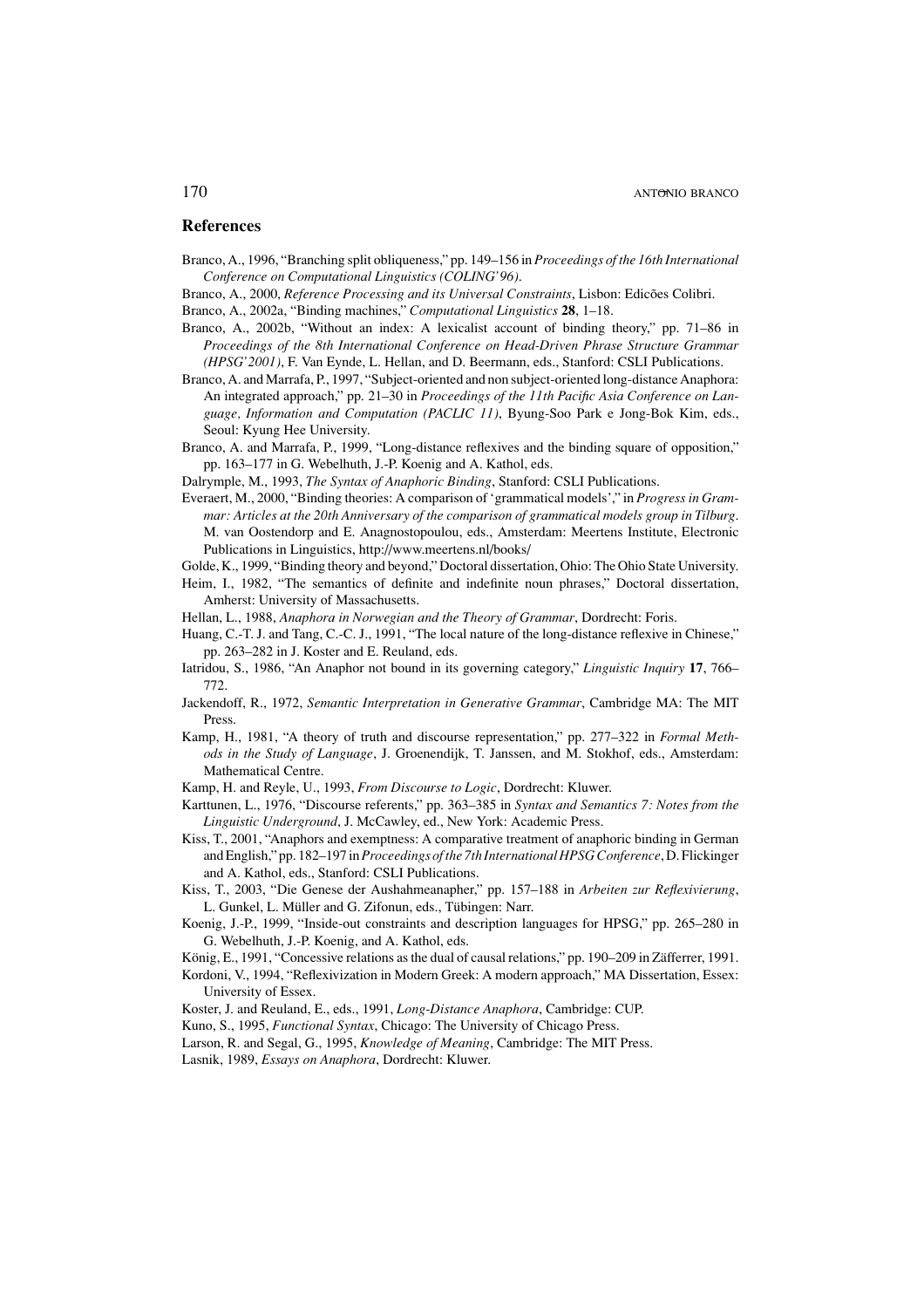## References

Branco, A., 1996, "Branching split obliqueness," pp. 149–156 in *Proceedings of the 16th International Conference on Computational Linguistics (COLING'96)*.

Branco, A., 2000, *Reference Processing and its Universal Constraints*, Lisbon: Edicões Colibri.

Branco, A., 2002a, "Binding machines," *Computational Linguistics* **28**, 1–18.

Branco, A., 2002b, "Without an index: A lexicalist account of binding theory," pp. 71–86 in *Proceedings of the 8th International Conference on Head-Driven Phrase Structure Grammar (HPSG'2001)*, F. Van Eynde, L. Hellan, and D. Beermann, eds., Stanford: CSLI Publications.

Branco, A. and Marrafa, P., 1997, "Subject-oriented and non subject-oriented long-distance Anaphora: An integrated approach," pp. 21–30 in *Proceedings of the 11th Pacific Asia Conference on Language, Information and Computation (PACLIC 11)*, Byung-Soo Park e Jong-Bok Kim, eds., Seoul: Kyung Hee University.

Branco, A. and Marrafa, P., 1999, "Long-distance reflexives and the binding square of opposition," pp. 163–177 in G. Webelhuth, J.-P. Koenig and A. Kathol, eds.

Dalrymple, M., 1993, *The Syntax of Anaphoric Binding*, Stanford: CSLI Publications.

Everaert, M., 2000, "Binding theories: A comparison of 'grammatical models'," in *Progress in Grammar: Articles at the 20th Anniversary of the comparison of grammatical models group in Tilburg*. M. van Oostendorp and E. Anagnostopoulou, eds., Amsterdam: Meertens Institute, Electronic Publications in Linguistics, http://www.meertens.nl/books/

Golde, K., 1999, "Binding theory and beyond," Doctoral dissertation, Ohio: The Ohio State University.

Heim, I., 1982, "The semantics of definite and indefinite noun phrases," Doctoral dissertation, Amherst: University of Massachusetts.

Hellan, L., 1988, *Anaphora in Norwegian and the Theory of Grammar*, Dordrecht: Foris.

Huang, C.-T. J. and Tang, C.-C. J., 1991, "The local nature of the long-distance reflexive in Chinese," pp. 263–282 in J. Koster and E. Reuland, eds.

Iatridou, S., 1986, "An Anaphor not bound in its governing category," *Linguistic Inquiry* **17**, 766–772.

Jackendoff, R., 1972, *Semantic Interpretation in Generative Grammar*, Cambridge MA: The MIT Press.

Kamp, H., 1981, "A theory of truth and discourse representation," pp. 277–322 in *Formal Methods in the Study of Language*, J. Groenendijk, T. Janssen, and M. Stokhof, eds., Amsterdam: Mathematical Centre.

Kamp, H. and Reyle, U., 1993, *From Discourse to Logic*, Dordrecht: Kluwer.

Karttunen, L., 1976, "Discourse referents," pp. 363–385 in *Syntax and Semantics 7: Notes from the Linguistic Underground*, J. McCawley, ed., New York: Academic Press.

Kiss, T., 2001, "Anaphors and exemptness: A comparative treatment of anaphoric binding in German and English," pp. 182–197 in *Proceedings of the 7th International HPSG Conference*, D. Flickinger and A. Kathol, eds., Stanford: CSLI Publications.

Kiss, T., 2003, "Die Genese der Aushahmeanapher," pp. 157–188 in *Arbeiten zur Reflexivierung*, L. Gunkel, L. Müller and G. Zifonun, eds., Tübingen: Narr.

Koenig, J.-P., 1999, "Inside-out constraints and description languages for HPSG," pp. 265–280 in G. Webelhuth, J.-P. Koenig, and A. Kathol, eds.

König, E., 1991, "Concessive relations as the dual of causal relations," pp. 190–209 in Zäfferer, 1991.

Kordoni, V., 1994, "Reflexivization in Modern Greek: A modern approach," MA Dissertation, Essex: University of Essex.

Koster, J. and Reuland, E., eds., 1991, *Long-Distance Anaphora*, Cambridge: CUP.

Kuno, S., 1995, *Functional Syntax*, Chicago: The University of Chicago Press.

Larson, R. and Segal, G., 1995, *Knowledge of Meaning*, Cambridge: The MIT Press.

Lasnik, 1989, *Essays on Anaphora*, Dordrecht: Kluwer.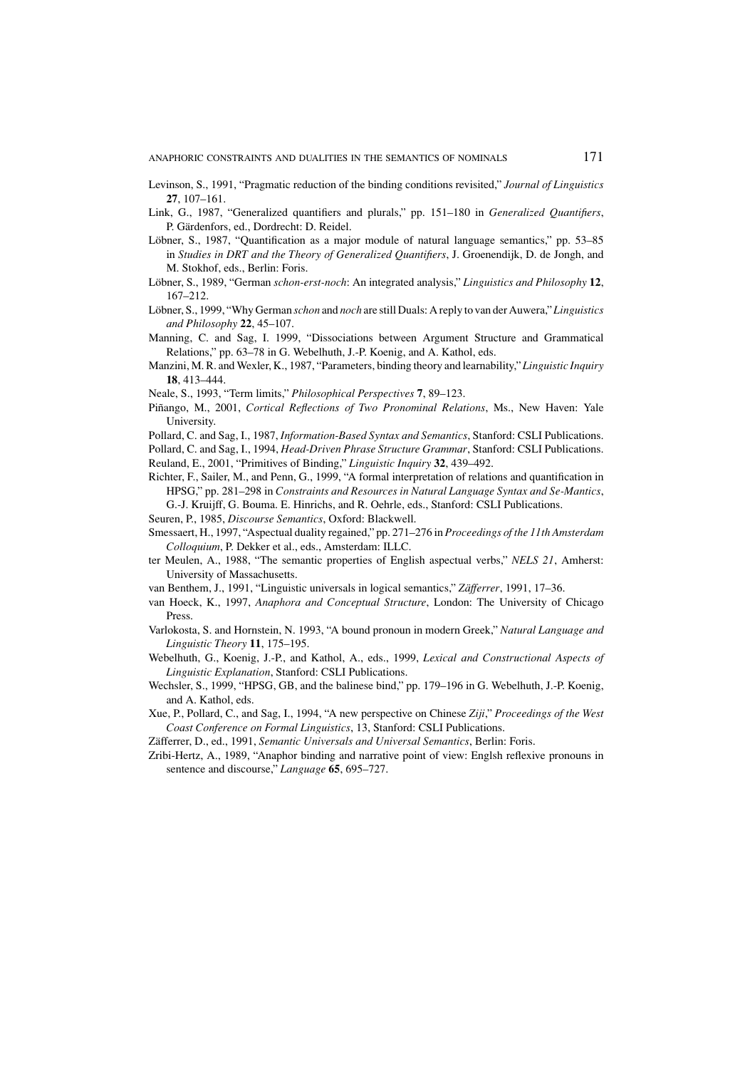Levinson, S., 1991, "Pragmatic reduction of the binding conditions revisited," *Journal of Linguistics* **27**, 107–161.

Link, G., 1987, "Generalized quantifiers and plurals," pp. 151–180 in *Generalized Quantifiers*, P. Gärdenfors, ed., Dordrecht: D. Reidel.

Löbner, S., 1987, "Quantification as a major module of natural language semantics," pp. 53–85 in *Studies in DRT and the Theory of Generalized Quantifiers*, J. Groenendijk, D. de Jongh, and M. Stokhof, eds., Berlin: Foris.

Löbner, S., 1989, "German *schon-erst-noch*: An integrated analysis," *Linguistics and Philosophy* **12**, 167–212.

Löbner, S., 1999, "Why German *schon* and *noch* are still Duals: A reply to van der Auwera," *Linguistics and Philosophy* **22**, 45–107.

Manning, C. and Sag, I. 1999, "Dissociations between Argument Structure and Grammatical Relations," pp. 63–78 in G. Webelhuth, J.-P. Koenig, and A. Kathol, eds.

Manzini, M. R. and Wexler, K., 1987, "Parameters, binding theory and learnability," *Linguistic Inquiry* **18**, 413–444.

Neale, S., 1993, "Term limits," *Philosophical Perspectives* **7**, 89–123.

Piñango, M., 2001, *Cortical Reflections of Two Pronominal Relations*, Ms., New Haven: Yale University.

Pollard, C. and Sag, I., 1987, *Information-Based Syntax and Semantics*, Stanford: CSLI Publications.

Pollard, C. and Sag, I., 1994, *Head-Driven Phrase Structure Grammar*, Stanford: CSLI Publications.

Reuland, E., 2001, "Primitives of Binding," *Linguistic Inquiry* **32**, 439–492.

Richter, F., Sailer, M., and Penn, G., 1999, "A formal interpretation of relations and quantification in HPSG," pp. 281–298 in *Constraints and Resources in Natural Language Syntax and Se-Mantics*, G.-J. Kruijff, G. Bouma. E. Hinrichs, and R. Oehrle, eds., Stanford: CSLI Publications.

Seuren, P., 1985, *Discourse Semantics*, Oxford: Blackwell.

Smessaert, H., 1997, "Aspectual duality regained," pp. 271–276 in *Proceedings of the 11th Amsterdam Colloquium*, P. Dekker et al., eds., Amsterdam: ILLC.

ter Meulen, A., 1988, "The semantic properties of English aspectual verbs," *NELS 21*, Amherst: University of Massachusetts.

van Benthem, J., 1991, "Linguistic universals in logical semantics," *Zäfferer*, 1991, 17–36.

van Hoeck, K., 1997, *Anaphora and Conceptual Structure*, London: The University of Chicago Press.

Varlokosta, S. and Hornstein, N. 1993, "A bound pronoun in modern Greek," *Natural Language and Linguistic Theory* **11**, 175–195.

Webelhuth, G., Koenig, J.-P., and Kathol, A., eds., 1999, *Lexical and Constructional Aspects of Linguistic Explanation*, Stanford: CSLI Publications.

Wechsler, S., 1999, "HPSG, GB, and the balinese bind," pp. 179–196 in G. Webelhuth, J.-P. Koenig, and A. Kathol, eds.

Xue, P., Pollard, C., and Sag, I., 1994, "A new perspective on Chinese *Ziji*," *Proceedings of the West Coast Conference on Formal Linguistics*, 13, Stanford: CSLI Publications.

Zäfferer, D., ed., 1991, *Semantic Universals and Universal Semantics*, Berlin: Foris.

Zribi-Hertz, A., 1989, "Anaphor binding and narrative point of view: Englsh reflexive pronouns in sentence and discourse," *Language* **65**, 695–727.